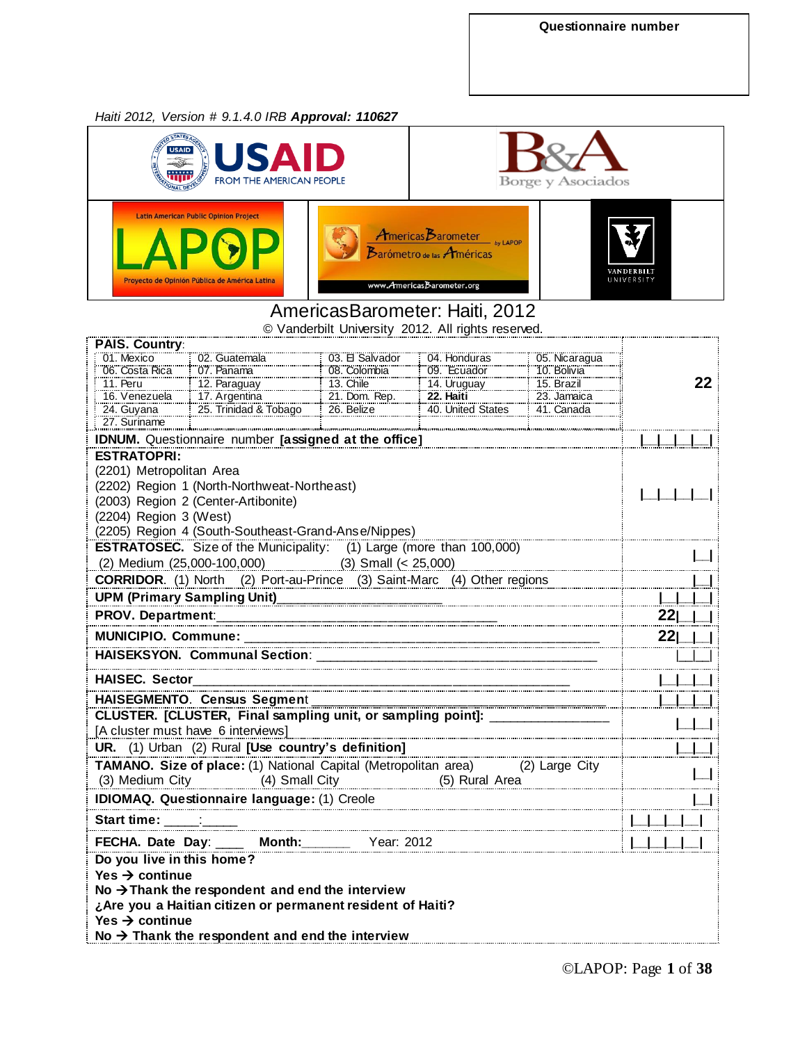**Questionnaire number**

*Haiti 2012, Version # 9.1.4.0 IRB* ***Approval: 110627***

USAID FROM THE AMERICAN PEOPLE

B&A Borge y Asociados

LAPOP Latin American Public Opinion Project — Proyecto de Opinión Pública de América Latina

AmericasBarometer by LAPOP — Barómetro de las Américas — www.AmericasBarometer.org

VANDERBILT UNIVERSITY

# AmericasBarometer: Haiti, 2012

© Vanderbilt University 2012. All rights reserved.

**PAIS. Country**:

| | | | | |
|---|---|---|---|---|
| 01. Mexico | 02. Guatemala | 03. El Salvador | 04. Honduras | 05. Nicaragua |
| 06. Costa Rica | 07. Panama | 08. Colombia | 09. Ecuador | 10. Bolivia |
| 11. Peru | 12. Paraguay | 13. Chile | 14. Uruguay | 15. Brazil |
| 16. Venezuela | 17. Argentina | 21. Dom. Rep. | **22. Haiti** | 23. Jamaica |
| 24. Guyana | 25. Trinidad & Tobago | 26. Belize | 40. United States | 41. Canada |
| 27. Suriname | | | | |

**22**

| | |
|---|---|
| **IDNUM.** Questionnaire number **[assigned at the office]** | \|\_\_\|\_\_\|\_\_\|\_\_\| |
| **ESTRATOPRI:**<br>(2201) Metropolitan Area<br>(2202) Region 1 (North-Northweat-Northeast)<br>(2003) Region 2 (Center-Artibonite)<br>(2204) Region 3 (West)<br>(2205) Region 4 (South-Southeast-Grand-Anse/Nippes) | \|\_\_\|\_\_\|\_\_\|\_\_\| |
| **ESTRATOSEC.** Size of the Municipality: (1) Large (more than 100,000) (2) Medium (25,000-100,000) (3) Small (< 25,000) | \|\_\_\| |
| **CORRIDOR**. (1) North (2) Port-au-Prince (3) Saint-Marc (4) Other regions | \|\_\_\| |
| **UPM (Primary Sampling Unit)**\_\_\_\_\_\_\_\_\_\_\_\_\_\_\_\_\_\_\_\_ | \|\_\_\|\_\_\|\_\_\| |
| **PROV. Department**:\_\_\_\_\_\_\_\_\_\_\_\_\_\_\_\_\_\_\_\_\_\_\_\_\_\_\_\_\_\_\_\_\_\_\_ | **22**\|\_\_\|\_\_\| |
| **MUNICIPIO. Commune:** \_\_\_\_\_\_\_\_\_\_\_\_\_\_\_\_\_\_\_\_\_\_\_\_\_\_\_\_\_\_\_\_\_\_\_\_\_\_\_\_\_\_\_\_ | **22**\|\_\_\|\_\_\| |
| **HAISEKSYON. Communal Section**: \_\_\_\_\_\_\_\_\_\_\_\_\_\_\_\_\_\_\_\_\_\_\_\_\_\_\_\_\_\_\_\_\_\_\_\_ | \|\_\_\|\_\_\| |
| **HAISEC. Sector**\_\_\_\_\_\_\_\_\_\_\_\_\_\_\_\_\_\_\_\_\_\_\_\_\_\_\_\_\_\_\_\_\_\_\_\_\_\_\_\_\_\_\_\_\_\_\_\_ | \|\_\_\|\_\_\|\_\_\| |
| **HAISEGMENTO. Census Segment**\_\_\_\_\_\_\_\_\_\_\_\_\_\_\_\_\_\_\_\_\_\_\_\_\_\_\_\_\_\_\_\_\_\_\_\_\_\_ | \|\_\_\|\_\_\|\_\_\| |
| **CLUSTER. [CLUSTER, Final sampling unit, or sampling point]:** \_\_\_\_\_\_\_\_\_\_\_\_\_\_<br>[A cluster must have 6 interviews] | \|\_\_\|\_\_\| |
| **UR.** (1) Urban (2) Rural **[Use country's definition]** | \|\_\_\|\_\_\| |
| **TAMANO. Size of place:** (1) National Capital (Metropolitan area) (2) Large City (3) Medium City (4) Small City (5) Rural Area | \|\_\_\| |
| **IDIOMAQ. Questionnaire language:** (1) Creole | \|\_\_\| |
| **Start time:** \_\_\_\_:\_\_\_\_ | \|\_\_\|\_\_\|\_\_\|\_\_\| |
| **FECHA. Date Day**: \_\_\_\_ **Month:**\_\_\_\_\_\_ Year: 2012 | \|\_\_\|\_\_\|\_\_\|\_\_\| |

**Do you live in this home?**
**Yes → continue**
**No → Thank the respondent and end the interview**
**¿Are you a Haitian citizen or permanent resident of Haiti?**
**Yes → continue**
**No → Thank the respondent and end the interview**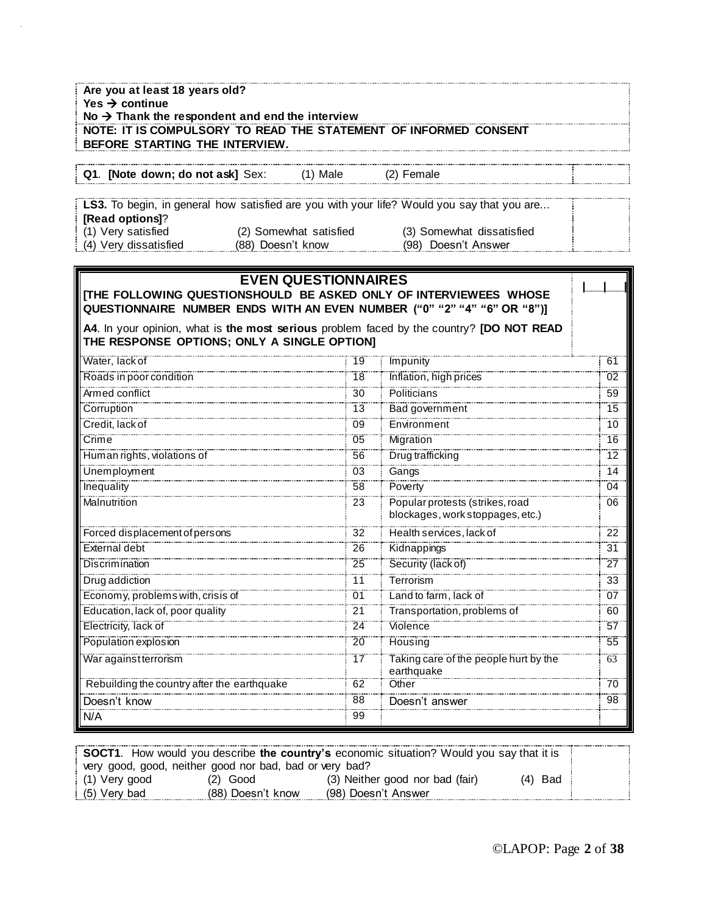**Are you at least 18 years old?**
**Yes → continue**
**No → Thank the respondent and end the interview**
**NOTE: IT IS COMPULSORY TO READ THE STATEMENT OF INFORMED CONSENT BEFORE STARTING THE INTERVIEW.**

**Q1**. **[Note down; do not ask]** Sex: (1) Male (2) Female

**LS3.** To begin, in general how satisfied are you with your life? Would you say that you are... **[Read options]**?
(1) Very satisfied (2) Somewhat satisfied (3) Somewhat dissatisfied
(4) Very dissatisfied (88) Doesn't know (98) Doesn't Answer

## EVEN QUESTIONNAIRES

**[THE FOLLOWING QUESTIONSHOULD BE ASKED ONLY OF INTERVIEWEES WHOSE QUESTIONNAIRE NUMBER ENDS WITH AN EVEN NUMBER ("0" "2" "4" "6" OR "8")]**

**A4**. In your opinion, what is **the most serious** problem faced by the country? **[DO NOT READ THE RESPONSE OPTIONS; ONLY A SINGLE OPTION]**

| | | | |
|---|---|---|---|
| Water, lack of | 19 | Impunity | 61 |
| Roads in poor condition | 18 | Inflation, high prices | 02 |
| Armed conflict | 30 | Politicians | 59 |
| Corruption | 13 | Bad government | 15 |
| Credit, lack of | 09 | Environment | 10 |
| Crime | 05 | Migration | 16 |
| Human rights, violations of | 56 | Drug trafficking | 12 |
| Unemployment | 03 | Gangs | 14 |
| Inequality | 58 | Poverty | 04 |
| Malnutrition | 23 | Popular protests (strikes, road blockages, work stoppages, etc.) | 06 |
| Forced displacement of persons | 32 | Health services, lack of | 22 |
| External debt | 26 | Kidnappings | 31 |
| Discrimination | 25 | Security (lack of) | 27 |
| Drug addiction | 11 | Terrorism | 33 |
| Economy, problems with, crisis of | 01 | Land to farm, lack of | 07 |
| Education, lack of, poor quality | 21 | Transportation, problems of | 60 |
| Electricity, lack of | 24 | Violence | 57 |
| Population explosion | 20 | Housing | 55 |
| War against terrorism | 17 | Taking care of the people hurt by the earthquake | 63 |
| Rebuilding the country after the earthquake | 62 | Other | 70 |
| Doesn't know | 88 | Doesn't answer | 98 |
| N/A | 99 | | |

**SOCT1**. How would you describe **the country's** economic situation? Would you say that it is very good, good, neither good nor bad, bad or very bad?
(1) Very good (2) Good (3) Neither good nor bad (fair) (4) Bad
(5) Very bad (88) Doesn't know (98) Doesn't Answer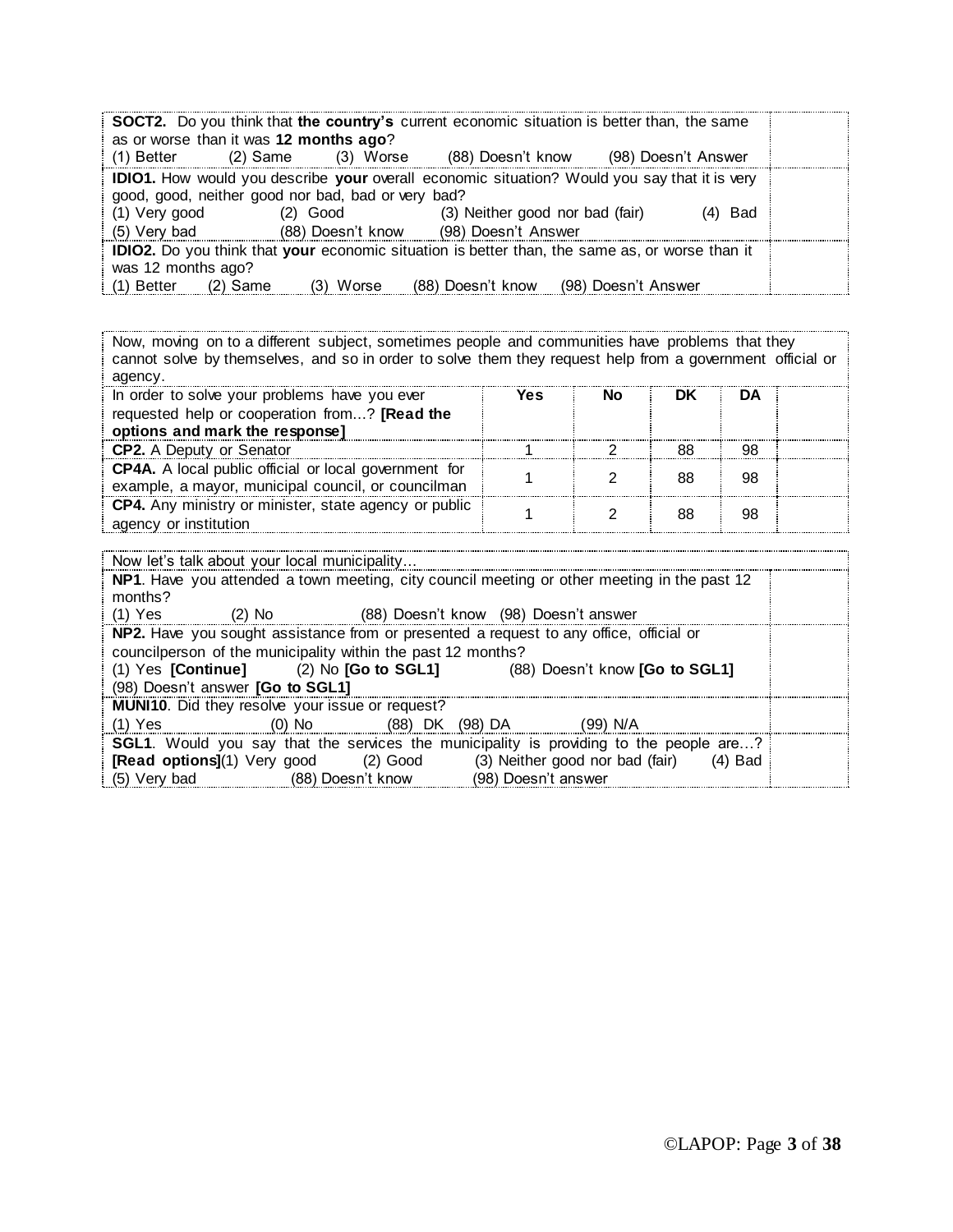| | |
|---|---|
| **SOCT2.** Do you think that **the country's** current economic situation is better than, the same as or worse than it was **12 months ago**?<br>(1) Better (2) Same (3) Worse (88) Doesn't know (98) Doesn't Answer | |
| **IDIO1.** How would you describe **your** overall economic situation? Would you say that it is very good, good, neither good nor bad, bad or very bad?<br>(1) Very good (2) Good (3) Neither good nor bad (fair) (4) Bad<br>(5) Very bad (88) Doesn't know (98) Doesn't Answer | |
| **IDIO2.** Do you think that **your** economic situation is better than, the same as, or worse than it was 12 months ago?<br>(1) Better (2) Same (3) Worse (88) Doesn't know (98) Doesn't Answer | |

Now, moving on to a different subject, sometimes people and communities have problems that they cannot solve by themselves, and so in order to solve them they request help from a government official or agency.

| In order to solve your problems have you ever requested help or cooperation from…? **[Read the options and mark the response]** | **Yes** | **No** | **DK** | **DA** | |
|---|---|---|---|---|---|
| **CP2.** A Deputy or Senator | 1 | 2 | 88 | 98 | |
| **CP4A.** A local public official or local government for example, a mayor, municipal council, or councilman | 1 | 2 | 88 | 98 | |
| **CP4.** Any ministry or minister, state agency or public agency or institution | 1 | 2 | 88 | 98 | |

| Now let's talk about your local municipality… | |
|---|---|
| **NP1**. Have you attended a town meeting, city council meeting or other meeting in the past 12 months?<br>(1) Yes (2) No (88) Doesn't know (98) Doesn't answer | |
| **NP2.** Have you sought assistance from or presented a request to any office, official or councilperson of the municipality within the past 12 months?<br>(1) Yes **[Continue]** (2) No **[Go to SGL1]** (88) Doesn't know **[Go to SGL1]**<br>(98) Doesn't answer **[Go to SGL1]** | |
| **MUNI10**. Did they resolve your issue or request?<br>(1) Yes (0) No (88) DK (98) DA (99) N/A | |
| **SGL1**. Would you say that the services the municipality is providing to the people are…? **[Read options]**(1) Very good (2) Good (3) Neither good nor bad (fair) (4) Bad<br>(5) Very bad (88) Doesn't know (98) Doesn't answer | |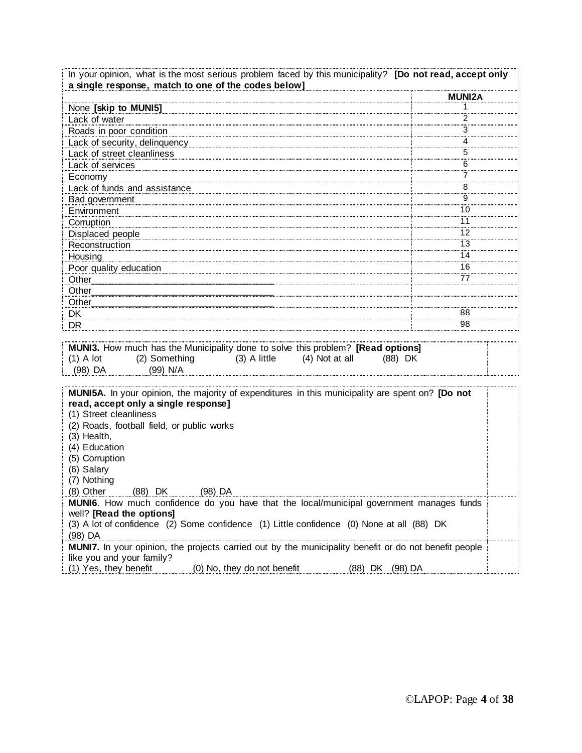| In your opinion, what is the most serious problem faced by this municipality? **[Do not read, accept only a single response, match to one of the codes below]** | |
|---|---|
| | **MUNI2A** |
| None **[skip to MUNI5]** | 1 |
| Lack of water | 2 |
| Roads in poor condition | 3 |
| Lack of security, delinquency | 4 |
| Lack of street cleanliness | 5 |
| Lack of services | 6 |
| Economy | 7 |
| Lack of funds and assistance | 8 |
| Bad government | 9 |
| Environment | 10 |
| Corruption | 11 |
| Displaced people | 12 |
| Reconstruction | 13 |
| Housing | 14 |
| Poor quality education | 16 |
| Other________________________________ | 77 |
| Other________________________________ | |
| Other________________________________ | |
| DK | 88 |
| DR | 98 |

| | |
|---|---|
| **MUNI3.** How much has the Municipality done to solve this problem? **[Read options]**<br>(1) A lot (2) Something (3) A little (4) Not at all (88) DK<br>(98) DA (99) N/A | |

| | |
|---|---|
| **MUNI5A.** In your opinion, the majority of expenditures in this municipality are spent on? **[Do not read, accept only a single response]**<br>(1) Street cleanliness<br>(2) Roads, football field, or public works<br>(3) Health,<br>(4) Education<br>(5) Corruption<br>(6) Salary<br>(7) Nothing<br>(8) Other (88) DK (98) DA | |
| **MUNI6**. How much confidence do you have that the local/municipal government manages funds well? **[Read the options]**<br>(3) A lot of confidence (2) Some confidence (1) Little confidence (0) None at all (88) DK<br>(98) DA | |
| **MUNI7.** In your opinion, the projects carried out by the municipality benefit or do not benefit people like you and your family?<br>(1) Yes, they benefit (0) No, they do not benefit (88) DK (98) DA | |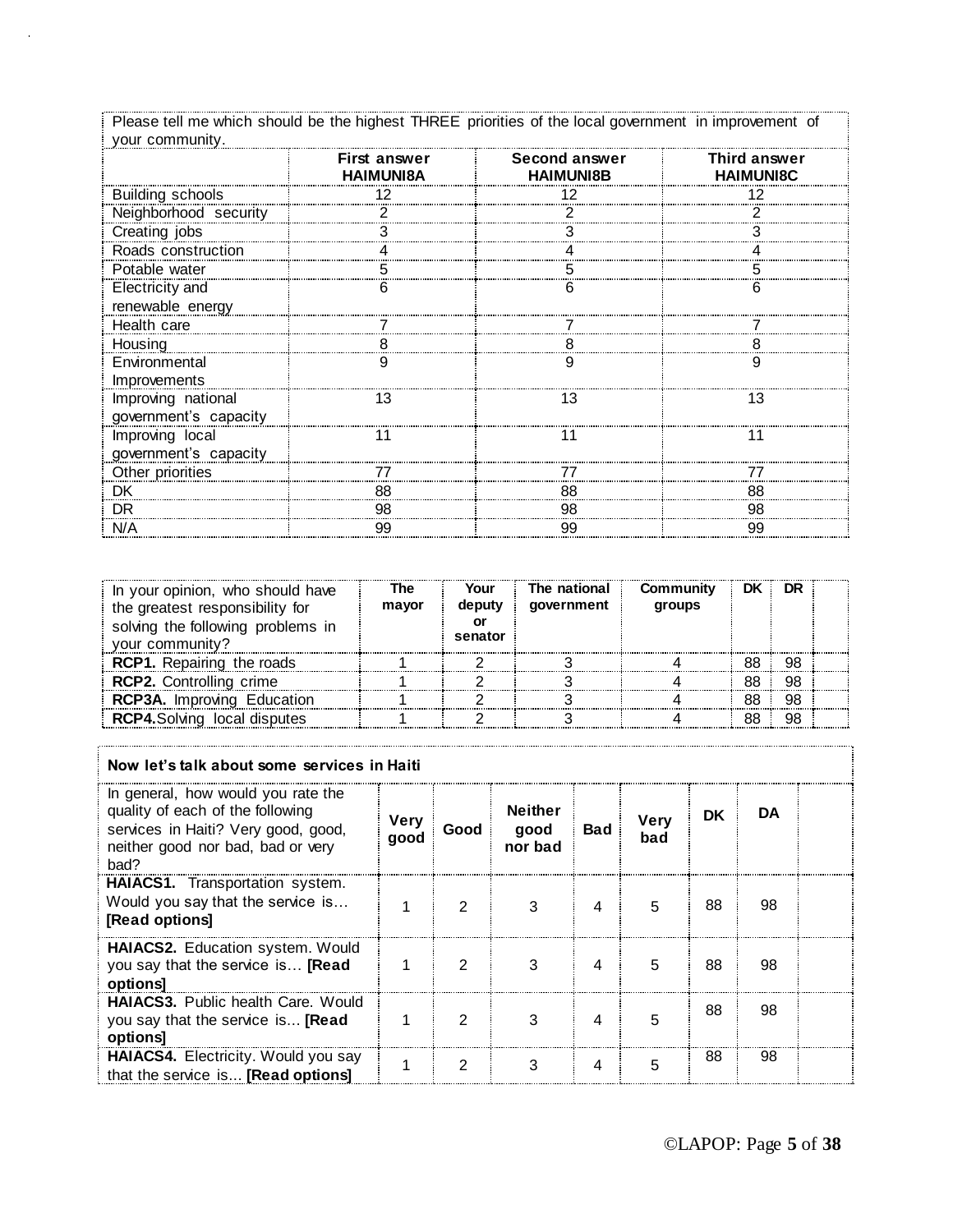| Please tell me which should be the highest THREE priorities of the local government in improvement of your community. | | | |
|---|---|---|---|
| | **First answer HAIMUNI8A** | **Second answer HAIMUNI8B** | **Third answer HAIMUNI8C** |
| Building schools | 12 | 12 | 12 |
| Neighborhood security | 2 | 2 | 2 |
| Creating jobs | 3 | 3 | 3 |
| Roads construction | 4 | 4 | 4 |
| Potable water | 5 | 5 | 5 |
| Electricity and renewable energy | 6 | 6 | 6 |
| Health care | 7 | 7 | 7 |
| Housing | 8 | 8 | 8 |
| Environmental Improvements | 9 | 9 | 9 |
| Improving national government's capacity | 13 | 13 | 13 |
| Improving local government's capacity | 11 | 11 | 11 |
| Other priorities | 77 | 77 | 77 |
| DK | 88 | 88 | 88 |
| DR | 98 | 98 | 98 |
| N/A | 99 | 99 | 99 |

| In your opinion, who should have the greatest responsibility for solving the following problems in your community? | **The mayor** | **Your deputy or senator** | **The national government** | **Community groups** | **DK** | **DR** | |
|---|---|---|---|---|---|---|---|
| **RCP1.** Repairing the roads | 1 | 2 | 3 | 4 | 88 | 98 | |
| **RCP2.** Controlling crime | 1 | 2 | 3 | 4 | 88 | 98 | |
| **RCP3A.** Improving Education | 1 | 2 | 3 | 4 | 88 | 98 | |
| **RCP4.** Solving local disputes | 1 | 2 | 3 | 4 | 88 | 98 | |

| **Now let's talk about some services in Haiti** | | | | | | | | |
|---|---|---|---|---|---|---|---|---|
| In general, how would you rate the quality of each of the following services in Haiti? Very good, good, neither good nor bad, bad or very bad? | **Very good** | **Good** | **Neither good nor bad** | **Bad** | **Very bad** | **DK** | **DA** | |
| **HAIACS1.** Transportation system. Would you say that the service is… **[Read options]** | 1 | 2 | 3 | 4 | 5 | 88 | 98 | |
| **HAIACS2.** Education system. Would you say that the service is… **[Read options]** | 1 | 2 | 3 | 4 | 5 | 88 | 98 | |
| **HAIACS3.** Public health Care. Would you say that the service is… **[Read options]** | 1 | 2 | 3 | 4 | 5 | 88 | 98 | |
| **HAIACS4.** Electricity. Would you say that the service is... **[Read options]** | 1 | 2 | 3 | 4 | 5 | 88 | 98 | |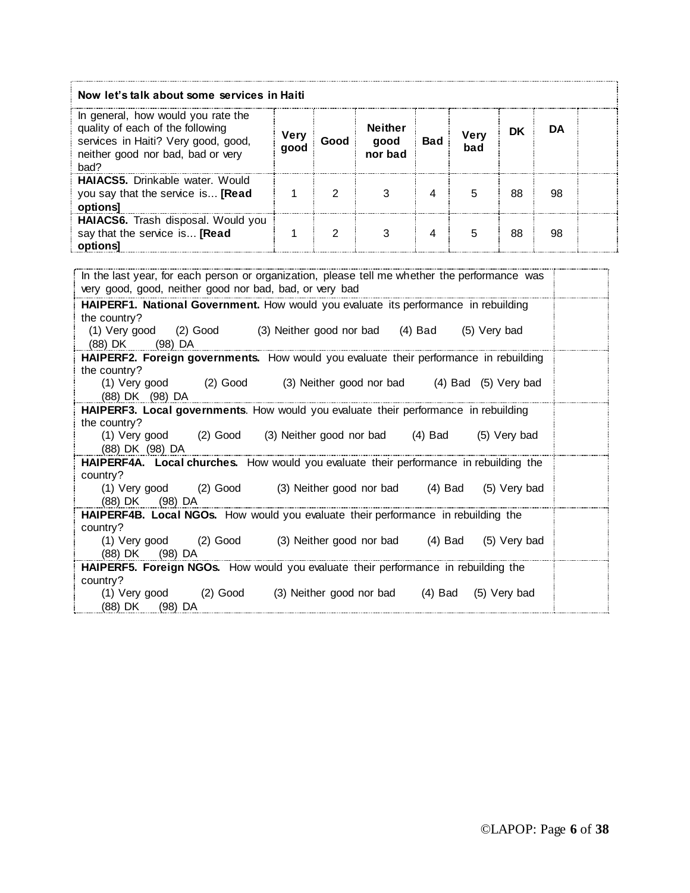| Now let's talk about some services in Haiti | | | | | | | | |
|---|---|---|---|---|---|---|---|---|
| In general, how would you rate the quality of each of the following services in Haiti? Very good, good, neither good nor bad, bad or very bad? | **Very good** | **Good** | **Neither good nor bad** | **Bad** | **Very bad** | **DK** | **DA** | |
| **HAIACS5.** Drinkable water. Would you say that the service is… **[Read options]** | 1 | 2 | 3 | 4 | 5 | 88 | 98 | |
| **HAIACS6.** Trash disposal. Would you say that the service is… **[Read options]** | 1 | 2 | 3 | 4 | 5 | 88 | 98 | |

| In the last year, for each person or organization, please tell me whether the performance was very good, good, neither good nor bad, bad, or very bad | |
|---|---|
| **HAIPERF1. National Government.** How would you evaluate its performance in rebuilding the country?<br>(1) Very good (2) Good (3) Neither good nor bad (4) Bad (5) Very bad<br>(88) DK (98) DA | |
| **HAIPERF2. Foreign governments.** How would you evaluate their performance in rebuilding the country?<br>(1) Very good (2) Good (3) Neither good nor bad (4) Bad (5) Very bad<br>(88) DK (98) DA | |
| **HAIPERF3. Local governments**. How would you evaluate their performance in rebuilding the country?<br>(1) Very good (2) Good (3) Neither good nor bad (4) Bad (5) Very bad<br>(88) DK (98) DA | |
| **HAIPERF4A. Local churches.** How would you evaluate their performance in rebuilding the country?<br>(1) Very good (2) Good (3) Neither good nor bad (4) Bad (5) Very bad<br>(88) DK (98) DA | |
| **HAIPERF4B. Local NGOs.** How would you evaluate their performance in rebuilding the country?<br>(1) Very good (2) Good (3) Neither good nor bad (4) Bad (5) Very bad<br>(88) DK (98) DA | |
| **HAIPERF5. Foreign NGOs.** How would you evaluate their performance in rebuilding the country?<br>(1) Very good (2) Good (3) Neither good nor bad (4) Bad (5) Very bad<br>(88) DK (98) DA | |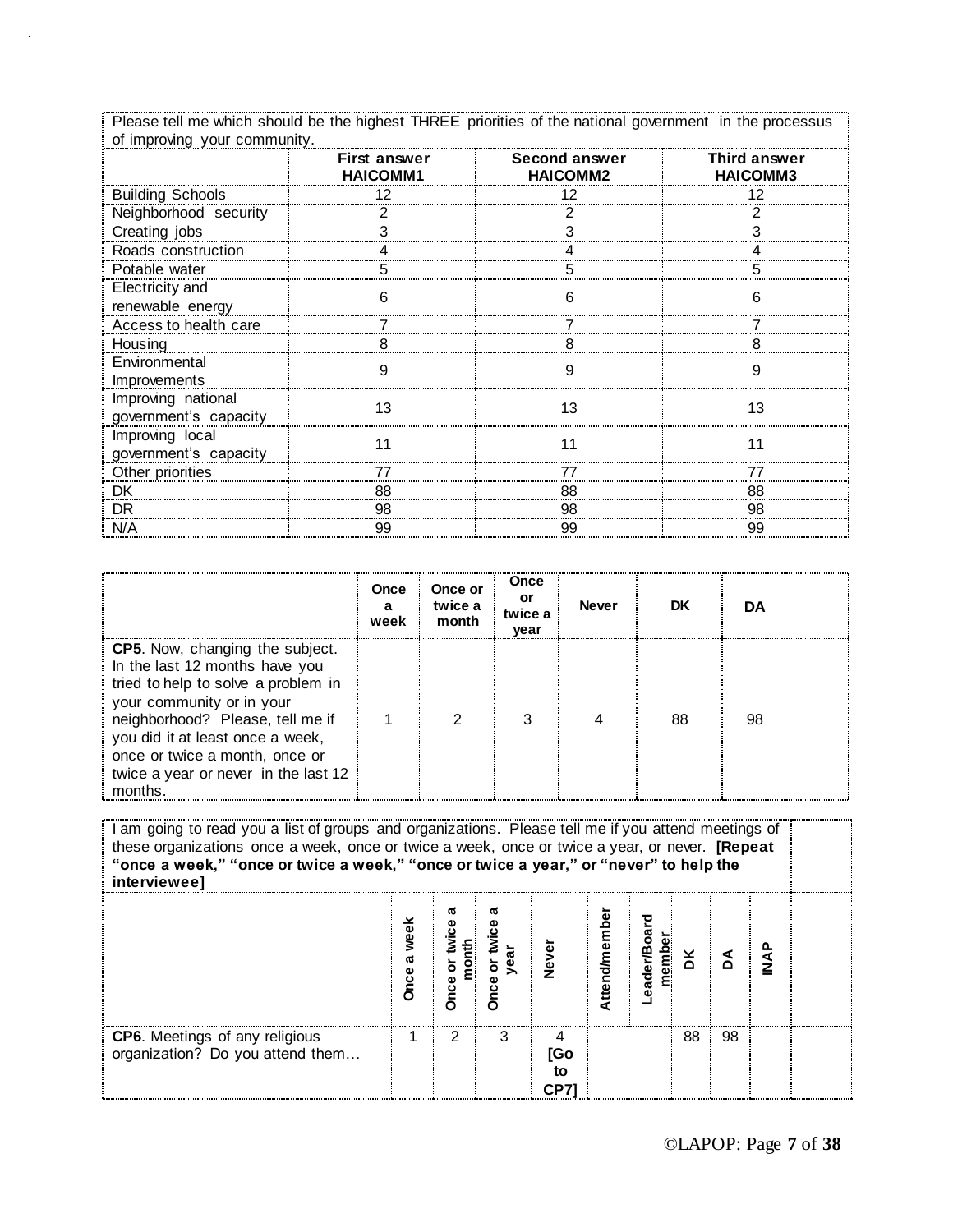| Please tell me which should be the highest THREE priorities of the national government in the processus of improving your community. | | | |
|---|---|---|---|
| | **First answer HAICOMM1** | **Second answer HAICOMM2** | **Third answer HAICOMM3** |
| Building Schools | 12 | 12 | 12 |
| Neighborhood security | 2 | 2 | 2 |
| Creating jobs | 3 | 3 | 3 |
| Roads construction | 4 | 4 | 4 |
| Potable water | 5 | 5 | 5 |
| Electricity and renewable energy | 6 | 6 | 6 |
| Access to health care | 7 | 7 | 7 |
| Housing | 8 | 8 | 8 |
| Environmental Improvements | 9 | 9 | 9 |
| Improving national government's capacity | 13 | 13 | 13 |
| Improving local government's capacity | 11 | 11 | 11 |
| Other priorities | 77 | 77 | 77 |
| DK | 88 | 88 | 88 |
| DR | 98 | 98 | 98 |
| N/A | 99 | 99 | 99 |

| | **Once a week** | **Once or twice a month** | **Once or twice a year** | **Never** | **DK** | **DA** | |
|---|---|---|---|---|---|---|---|
| **CP5**. Now, changing the subject. In the last 12 months have you tried to help to solve a problem in your community or in your neighborhood? Please, tell me if you did it at least once a week, once or twice a month, once or twice a year or never in the last 12 months. | 1 | 2 | 3 | 4 | 88 | 98 | |

| I am going to read you a list of groups and organizations. Please tell me if you attend meetings of these organizations once a week, once or twice a week, once or twice a year, or never. **[Repeat "once a week," "once or twice a week," "once or twice a year," or "never" to help the interviewee]** | | | | | | | | | | |
|---|---|---|---|---|---|---|---|---|---|---|
| | **Once a week** | **Once or twice a month** | **Once or twice a year** | **Never** | **Attend/member** | **Leader/Board member** | **DK** | **DA** | **INAP** | |
| **CP6**. Meetings of any religious organization? Do you attend them… | 1 | 2 | 3 | 4 **[Go to CP7]** | | | 88 | 98 | | |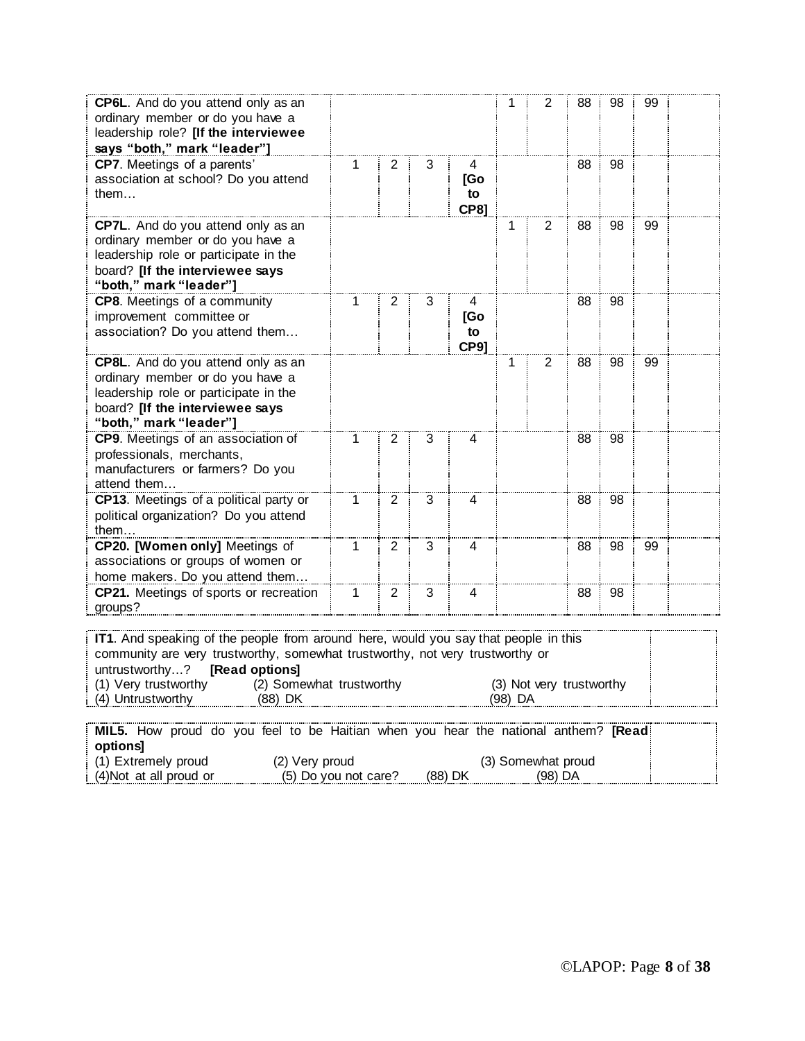| | | | | | | | | | | |
|---|---|---|---|---|---|---|---|---|---|---|
| **CP6L**. And do you attend only as an ordinary member or do you have a leadership role? **[If the interviewee says "both," mark "leader"]** | | | | | 1 | 2 | 88 | 98 | 99 | |
| **CP7**. Meetings of a parents' association at school? Do you attend them… | 1 | 2 | 3 | 4 **[Go to CP8]** | | | 88 | 98 | | |
| **CP7L**. And do you attend only as an ordinary member or do you have a leadership role or participate in the board? **[If the interviewee says "both," mark "leader"]** | | | | | 1 | 2 | 88 | 98 | 99 | |
| **CP8**. Meetings of a community improvement committee or association? Do you attend them… | 1 | 2 | 3 | 4 **[Go to CP9]** | | | 88 | 98 | | |
| **CP8L**. And do you attend only as an ordinary member or do you have a leadership role or participate in the board? **[If the interviewee says "both," mark "leader"]** | | | | | 1 | 2 | 88 | 98 | 99 | |
| **CP9**. Meetings of an association of professionals, merchants, manufacturers or farmers? Do you attend them… | 1 | 2 | 3 | 4 | | | 88 | 98 | | |
| **CP13**. Meetings of a political party or political organization? Do you attend them… | 1 | 2 | 3 | 4 | | | 88 | 98 | | |
| **CP20. [Women only]** Meetings of associations or groups of women or home makers. Do you attend them… | 1 | 2 | 3 | 4 | | | 88 | 98 | 99 | |
| **CP21.** Meetings of sports or recreation groups? | 1 | 2 | 3 | 4 | | | 88 | 98 | | |

**IT1**. And speaking of the people from around here, would you say that people in this community are very trustworthy, somewhat trustworthy, not very trustworthy or untrustworthy…? **[Read options]**
(1) Very trustworthy (2) Somewhat trustworthy (3) Not very trustworthy
(4) Untrustworthy (88) DK (98) DA

**MIL5.** How proud do you feel to be Haitian when you hear the national anthem? **[Read options]**
(1) Extremely proud (2) Very proud (3) Somewhat proud
(4)Not at all proud or (5) Do you not care? (88) DK (98) DA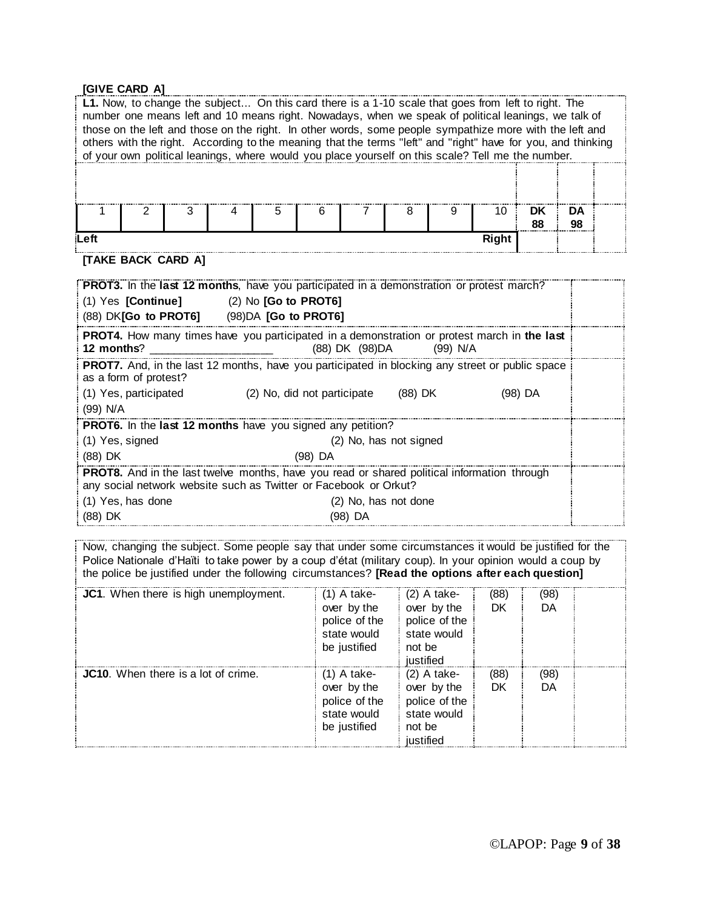**[GIVE CARD A]**

**L1.** Now, to change the subject... On this card there is a 1-10 scale that goes from left to right. The number one means left and 10 means right. Nowadays, when we speak of political leanings, we talk of those on the left and those on the right. In other words, some people sympathize more with the left and others with the right. According to the meaning that the terms "left" and "right" have for you, and thinking of your own political leanings, where would you place yourself on this scale? Tell me the number.

| 1 | 2 | 3 | 4 | 5 | 6 | 7 | 8 | 9 | 10 | **DK 88** | **DA 98** |
|---|---|---|---|---|---|---|---|---|---|---|---|
| **Left** | | | | | | | | | **Right** | | |

**[TAKE BACK CARD A]**

| | |
|---|---|
| **PROT3.** In the **last 12 months**, have you participated in a demonstration or protest march?<br>(1) Yes **[Continue]** (2) No **[Go to PROT6]**<br>(88) DK **[Go to PROT6]** (98)DA **[Go to PROT6]** | |
| **PROT4.** How many times have you participated in a demonstration or protest march in **the last 12 months**? ___________________ (88) DK (98)DA (99) N/A | |
| **PROT7.** And, in the last 12 months, have you participated in blocking any street or public space as a form of protest?<br>(1) Yes, participated (2) No, did not participate (88) DK (98) DA<br>(99) N/A | |
| **PROT6.** In the **last 12 months** have you signed any petition?<br>(1) Yes, signed (2) No, has not signed<br>(88) DK (98) DA | |
| **PROT8.** And in the last twelve months, have you read or shared political information through any social network website such as Twitter or Facebook or Orkut?<br>(1) Yes, has done (2) No, has not done<br>(88) DK (98) DA | |

Now, changing the subject. Some people say that under some circumstances it would be justified for the Police Nationale d'Haïti to take power by a coup d'état (military coup). In your opinion would a coup by the police be justified under the following circumstances? **[Read the options after each question]**

| | | | | | |
|---|---|---|---|---|---|
| **JC1**. When there is high unemployment. | (1) A take-over by the police of the state would be justified | (2) A take-over by the police of the state would not be justified | (88) DK | (98) DA | |
| **JC10**. When there is a lot of crime. | (1) A take-over by the police of the state would be justified | (2) A take-over by the police of the state would not be justified | (88) DK | (98) DA | |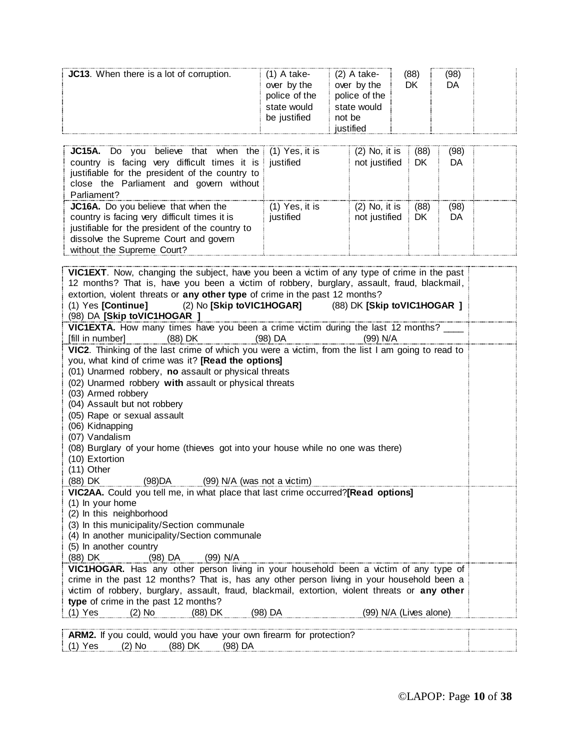| **JC13**. When there is a lot of corruption. | (1) A take-over by the police of the state would be justified | (2) A take-over by the police of the state would not be justified | (88) DK | (98) DA | |
|---|---|---|---|---|---|

| **JC15A.** Do you believe that when the country is facing very difficult times it is justifiable for the president of the country to close the Parliament and govern without Parliament? | (1) Yes, it is justified | (2) No, it is not justified | (88) DK | (98) DA | |
|---|---|---|---|---|---|
| **JC16A.** Do you believe that when the country is facing very difficult times it is justifiable for the president of the country to dissolve the Supreme Court and govern without the Supreme Court? | (1) Yes, it is justified | (2) No, it is not justified | (88) DK | (98) DA | |

| | |
|---|---|
| **VIC1EXT**. Now, changing the subject, have you been a victim of any type of crime in the past 12 months? That is, have you been a victim of robbery, burglary, assault, fraud, blackmail, extortion, violent threats or **any other type** of crime in the past 12 months?<br>(1) Yes **[Continue]** (2) No **[Skip toVIC1HOGAR]** (88) DK **[Skip toVIC1HOGAR ]**<br>(98) DA **[Skip toVIC1HOGAR ]** | |
| **VIC1EXTA.** How many times have you been a crime victim during the last 12 months? ____ [fill in number] (88) DK (98) DA (99) N/A | |
| **VIC2**. Thinking of the last crime of which you were a victim, from the list I am going to read to you, what kind of crime was it? **[Read the options]**<br>(01) Unarmed robbery, **no** assault or physical threats<br>(02) Unarmed robbery **with** assault or physical threats<br>(03) Armed robbery<br>(04) Assault but not robbery<br>(05) Rape or sexual assault<br>(06) Kidnapping<br>(07) Vandalism<br>(08) Burglary of your home (thieves got into your house while no one was there)<br>(10) Extortion<br>(11) Other<br>(88) DK (98)DA (99) N/A (was not a victim) | |
| **VIC2AA.** Could you tell me, in what place that last crime occurred?**[Read options]**<br>(1) In your home<br>(2) In this neighborhood<br>(3) In this municipality/Section communale<br>(4) In another municipality/Section communale<br>(5) In another country<br>(88) DK (98) DA (99) N/A | |
| **VIC1HOGAR.** Has any other person living in your household been a victim of any type of crime in the past 12 months? That is, has any other person living in your household been a victim of robbery, burglary, assault, fraud, blackmail, extortion, violent threats or **any other type** of crime in the past 12 months?<br>(1) Yes (2) No (88) DK (98) DA (99) N/A (Lives alone) | |

| | |
|---|---|
| **ARM2.** If you could, would you have your own firearm for protection?<br>(1) Yes (2) No (88) DK (98) DA | |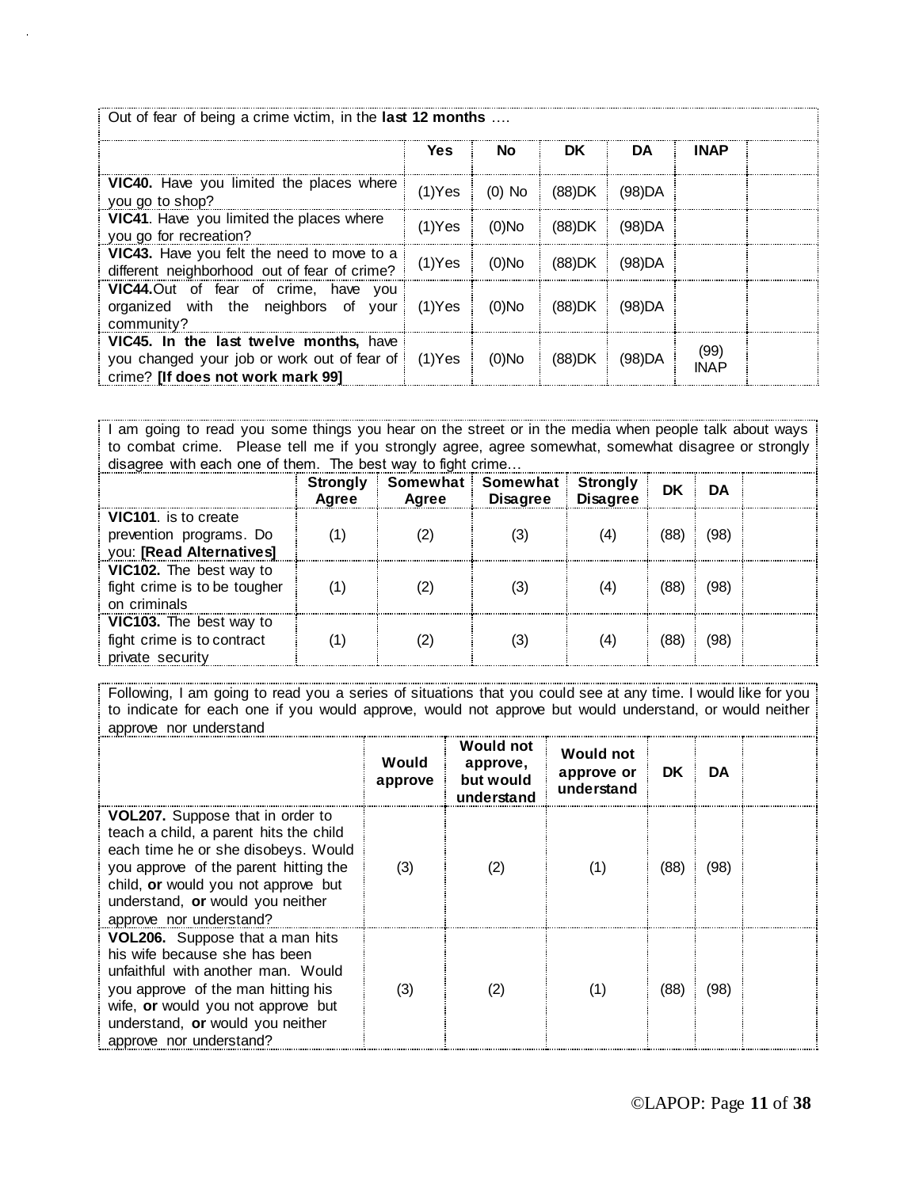| Out of fear of being a crime victim, in the **last 12 months** …. | | | | | | |
|---|---|---|---|---|---|---|
| | **Yes** | **No** | **DK** | **DA** | **INAP** | |
| **VIC40.** Have you limited the places where you go to shop? | (1)Yes | (0) No | (88)DK | (98)DA | | |
| **VIC41**. Have you limited the places where you go for recreation? | (1)Yes | (0)No | (88)DK | (98)DA | | |
| **VIC43.** Have you felt the need to move to a different neighborhood out of fear of crime? | (1)Yes | (0)No | (88)DK | (98)DA | | |
| **VIC44.** Out of fear of crime, have you organized with the neighbors of your community? | (1)Yes | (0)No | (88)DK | (98)DA | | |
| **VIC45. In the last twelve months,** have you changed your job or work out of fear of crime? **[If does not work mark 99]** | (1)Yes | (0)No | (88)DK | (98)DA | (99) INAP | |

| I am going to read you some things you hear on the street or in the media when people talk about ways to combat crime. Please tell me if you strongly agree, agree somewhat, somewhat disagree or strongly disagree with each one of them. The best way to fight crime… | | | | | | | |
|---|---|---|---|---|---|---|---|
| | **Strongly Agree** | **Somewhat Agree** | **Somewhat Disagree** | **Strongly Disagree** | **DK** | **DA** | |
| **VIC101**. is to create prevention programs. Do you: **[Read Alternatives]** | (1) | (2) | (3) | (4) | (88) | (98) | |
| **VIC102.** The best way to fight crime is to be tougher on criminals | (1) | (2) | (3) | (4) | (88) | (98) | |
| **VIC103.** The best way to fight crime is to contract private security | (1) | (2) | (3) | (4) | (88) | (98) | |

| Following, I am going to read you a series of situations that you could see at any time. I would like for you to indicate for each one if you would approve, would not approve but would understand, or would neither approve nor understand | | | | | | |
|---|---|---|---|---|---|---|
| | **Would approve** | **Would not approve, but would understand** | **Would not approve or understand** | **DK** | **DA** | |
| **VOL207.** Suppose that in order to teach a child, a parent hits the child each time he or she disobeys. Would you approve of the parent hitting the child, **or** would you not approve but understand, **or** would you neither approve nor understand? | (3) | (2) | (1) | (88) | (98) | |
| **VOL206.** Suppose that a man hits his wife because she has been unfaithful with another man. Would you approve of the man hitting his wife, **or** would you not approve but understand, **or** would you neither approve nor understand? | (3) | (2) | (1) | (88) | (98) | |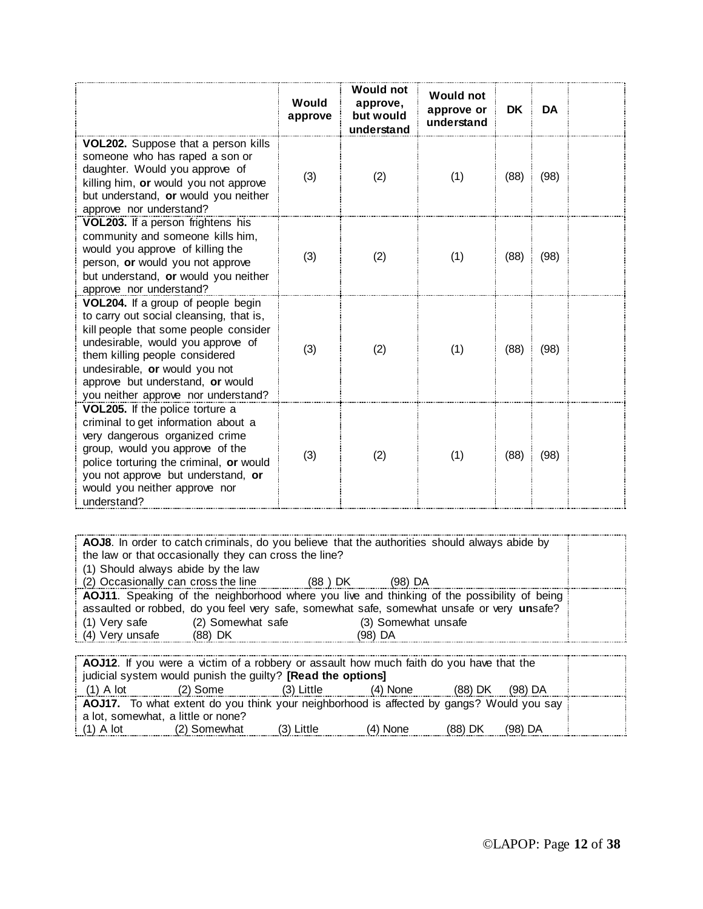| | Would approve | Would not approve, but would understand | Would not approve or understand | DK | DA | |
|---|---|---|---|---|---|---|
| **VOL202.** Suppose that a person kills someone who has raped a son or daughter. Would you approve of killing him, **or** would you not approve but understand, **or** would you neither approve nor understand? | (3) | (2) | (1) | (88) | (98) | |
| **VOL203.** If a person frightens his community and someone kills him, would you approve of killing the person, **or** would you not approve but understand, **or** would you neither approve nor understand? | (3) | (2) | (1) | (88) | (98) | |
| **VOL204.** If a group of people begin to carry out social cleansing, that is, kill people that some people consider undesirable, would you approve of them killing people considered undesirable, **or** would you not approve but understand, **or** would you neither approve nor understand? | (3) | (2) | (1) | (88) | (98) | |
| **VOL205.** If the police torture a criminal to get information about a very dangerous organized crime group, would you approve of the police torturing the criminal, **or** would you not approve but understand, **or** would you neither approve nor understand? | (3) | (2) | (1) | (88) | (98) | |

**AOJ8**. In order to catch criminals, do you believe that the authorities should always abide by the law or that occasionally they can cross the line?
(1) Should always abide by the law
(2) Occasionally can cross the line (88 ) DK (98) DA

**AOJ11**. Speaking of the neighborhood where you live and thinking of the possibility of being assaulted or robbed, do you feel very safe, somewhat safe, somewhat unsafe or very **un**safe?
(1) Very safe (2) Somewhat safe (3) Somewhat unsafe
(4) Very unsafe (88) DK (98) DA

**AOJ12**. If you were a victim of a robbery or assault how much faith do you have that the judicial system would punish the guilty? **[Read the options]**
(1) A lot (2) Some (3) Little (4) None (88) DK (98) DA

**AOJ17.** To what extent do you think your neighborhood is affected by gangs? Would you say a lot, somewhat, a little or none?
(1) A lot (2) Somewhat (3) Little (4) None (88) DK (98) DA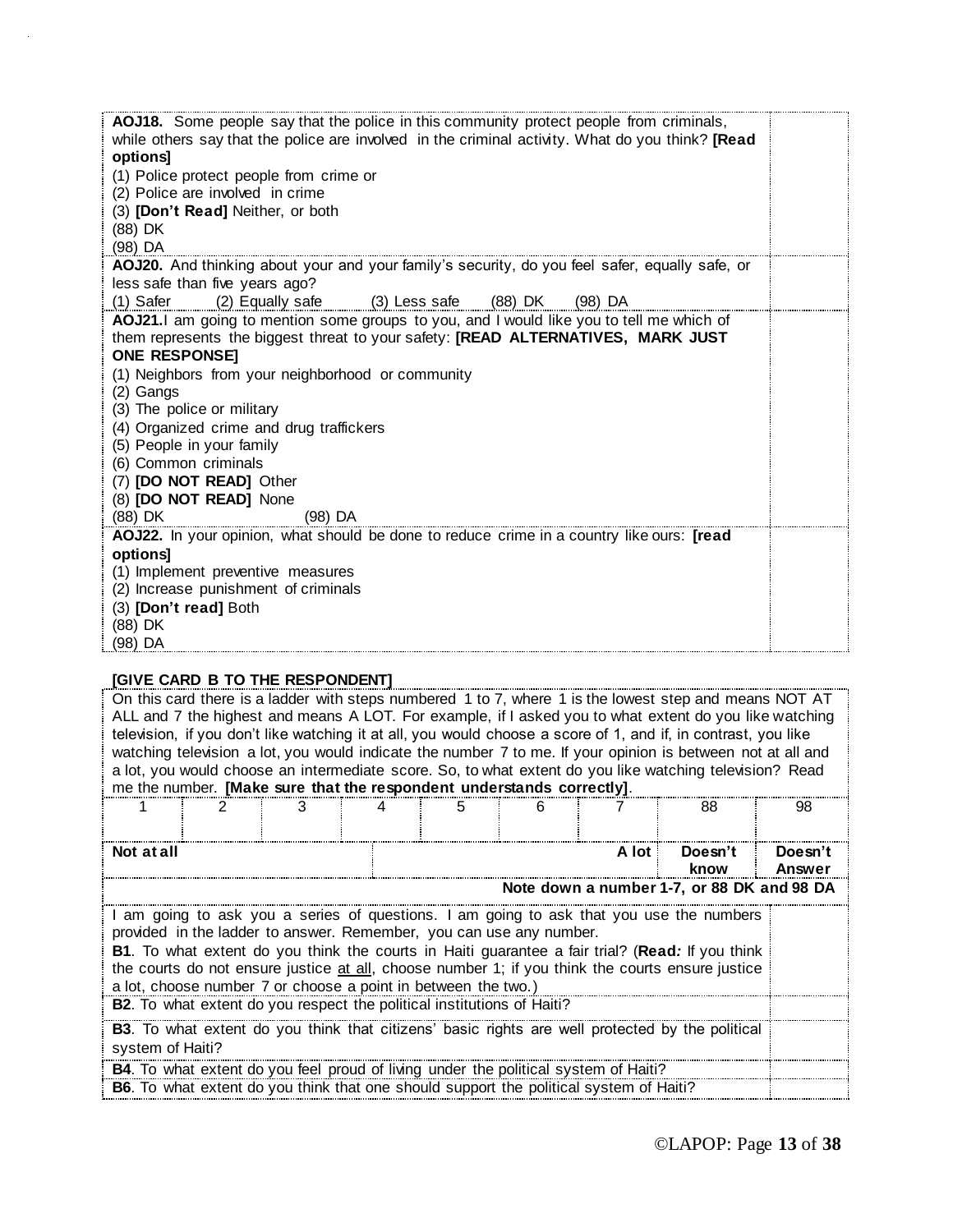| | |
|---|---|
| **AOJ18.** Some people say that the police in this community protect people from criminals, while others say that the police are involved in the criminal activity. What do you think? **[Read options]**<br>(1) Police protect people from crime or<br>(2) Police are involved in crime<br>(3) **[Don't Read]** Neither, or both<br>(88) DK<br>(98) DA | |
| **AOJ20.** And thinking about your and your family's security, do you feel safer, equally safe, or less safe than five years ago?<br>(1) Safer (2) Equally safe (3) Less safe (88) DK (98) DA | |
| **AOJ21.** I am going to mention some groups to you, and I would like you to tell me which of them represents the biggest threat to your safety: **[READ ALTERNATIVES, MARK JUST ONE RESPONSE]**<br>(1) Neighbors from your neighborhood or community<br>(2) Gangs<br>(3) The police or military<br>(4) Organized crime and drug traffickers<br>(5) People in your family<br>(6) Common criminals<br>(7) **[DO NOT READ]** Other<br>(8) **[DO NOT READ]** None<br>(88) DK (98) DA | |
| **AOJ22.** In your opinion, what should be done to reduce crime in a country like ours: **[read options]**<br>(1) Implement preventive measures<br>(2) Increase punishment of criminals<br>(3) **[Don't read]** Both<br>(88) DK<br>(98) DA | |

**[GIVE CARD B TO THE RESPONDENT]**

On this card there is a ladder with steps numbered 1 to 7, where 1 is the lowest step and means NOT AT ALL and 7 the highest and means A LOT. For example, if I asked you to what extent do you like watching television, if you don't like watching it at all, you would choose a score of 1, and if, in contrast, you like watching television a lot, you would indicate the number 7 to me. If your opinion is between not at all and a lot, you would choose an intermediate score. So, to what extent do you like watching television? Read me the number. **[Make sure that the respondent understands correctly]**.

| 1 | 2 | 3 | 4 | 5 | 6 | 7 | 88 | 98 |
|---|---|---|---|---|---|---|---|---|
| **Not at all** | | | | | | **A lot** | **Doesn't know** | **Doesn't Answer** |

**Note down a number 1-7, or 88 DK and 98 DA**

| | |
|---|---|
| I am going to ask you a series of questions. I am going to ask that you use the numbers provided in the ladder to answer. Remember, you can use any number.<br>**B1**. To what extent do you think the courts in Haiti guarantee a fair trial? (**Read:** If you think the courts do not ensure justice at all, choose number 1; if you think the courts ensure justice a lot, choose number 7 or choose a point in between the two.) | |
| **B2**. To what extent do you respect the political institutions of Haiti? | |
| **B3**. To what extent do you think that citizens' basic rights are well protected by the political system of Haiti? | |
| **B4**. To what extent do you feel proud of living under the political system of Haiti? | |
| **B6**. To what extent do you think that one should support the political system of Haiti? | |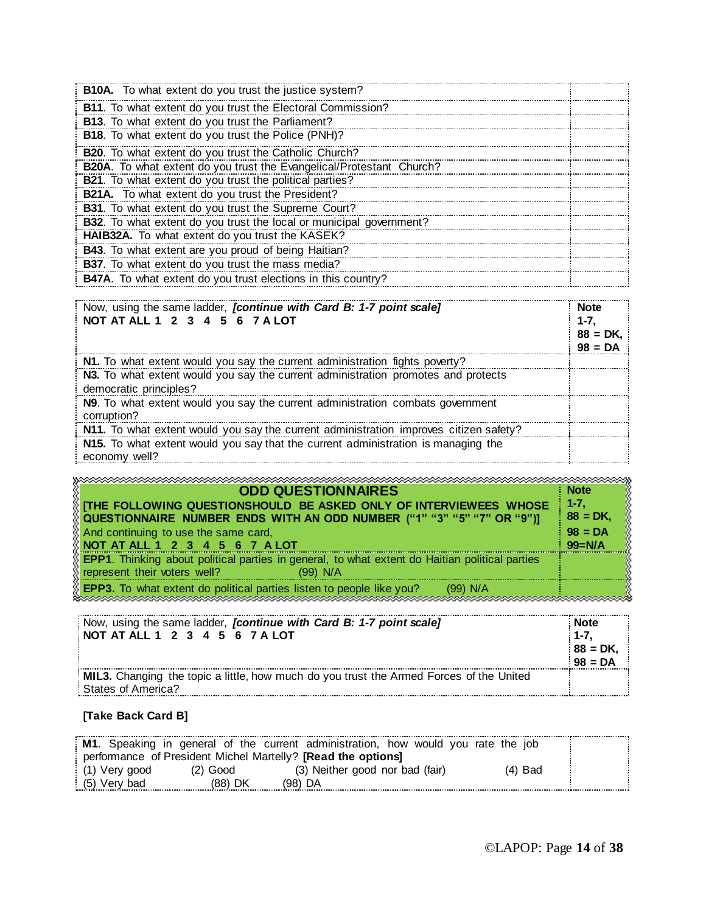| | |
|---|---|
| **B10A.** To what extent do you trust the justice system? | |
| **B11**. To what extent do you trust the Electoral Commission? | |
| **B13**. To what extent do you trust the Parliament? | |
| **B18**. To what extent do you trust the Police (PNH)? | |
| **B20**. To what extent do you trust the Catholic Church? | |
| **B20A**. To what extent do you trust the Evangelical/Protestant Church? | |
| **B21**. To what extent do you trust the political parties? | |
| **B21A.** To what extent do you trust the President? | |
| **B31**. To what extent do you trust the Supreme Court? | |
| **B32**. To what extent do you trust the local or municipal government? | |
| **HAIB32A.** To what extent do you trust the KASEK? | |
| **B43**. To what extent are you proud of being Haitian? | |
| **B37**. To what extent do you trust the mass media? | |
| **B47A**. To what extent do you trust elections in this country? | |

| Now, using the same ladder, ***[continue with Card B: 1-7 point scale]*** **NOT AT ALL 1 2 3 4 5 6 7 A LOT** | **Note 1-7, 88 = DK, 98 = DA** |
|---|---|
| **N1.** To what extent would you say the current administration fights poverty? | |
| **N3.** To what extent would you say the current administration promotes and protects democratic principles? | |
| **N9**. To what extent would you say the current administration combats government corruption? | |
| **N11.** To what extent would you say the current administration improves citizen safety? | |
| **N15.** To what extent would you say that the current administration is managing the economy well? | |

| **ODD QUESTIONNAIRES** **[THE FOLLOWING QUESTIONSHOULD BE ASKED ONLY OF INTERVIEWEES WHOSE QUESTIONNAIRE NUMBER ENDS WITH AN ODD NUMBER ("1" "3" "5" "7" OR "9")]** And continuing to use the same card, **NOT AT ALL 1 2 3 4 5 6 7 A LOT** | **Note 1-7, 88 = DK, 98 = DA 99=N/A** |
|---|---|
| **EPP1**. Thinking about political parties in general, to what extent do Haitian political parties represent their voters well? (99) N/A | |
| **EPP3.** To what extent do political parties listen to people like you? (99) N/A | |

| Now, using the same ladder, ***[continue with Card B: 1-7 point scale]*** **NOT AT ALL 1 2 3 4 5 6 7 A LOT** | **Note 1-7, 88 = DK, 98 = DA** |
|---|---|
| **MIL3.** Changing the topic a little, how much do you trust the Armed Forces of the United States of America? | |

**[Take Back Card B]**

| | |
|---|---|
| **M1**. Speaking in general of the current administration, how would you rate the job performance of President Michel Martelly? **[Read the options]** (1) Very good (2) Good (3) Neither good nor bad (fair) (4) Bad (5) Very bad (88) DK (98) DA | |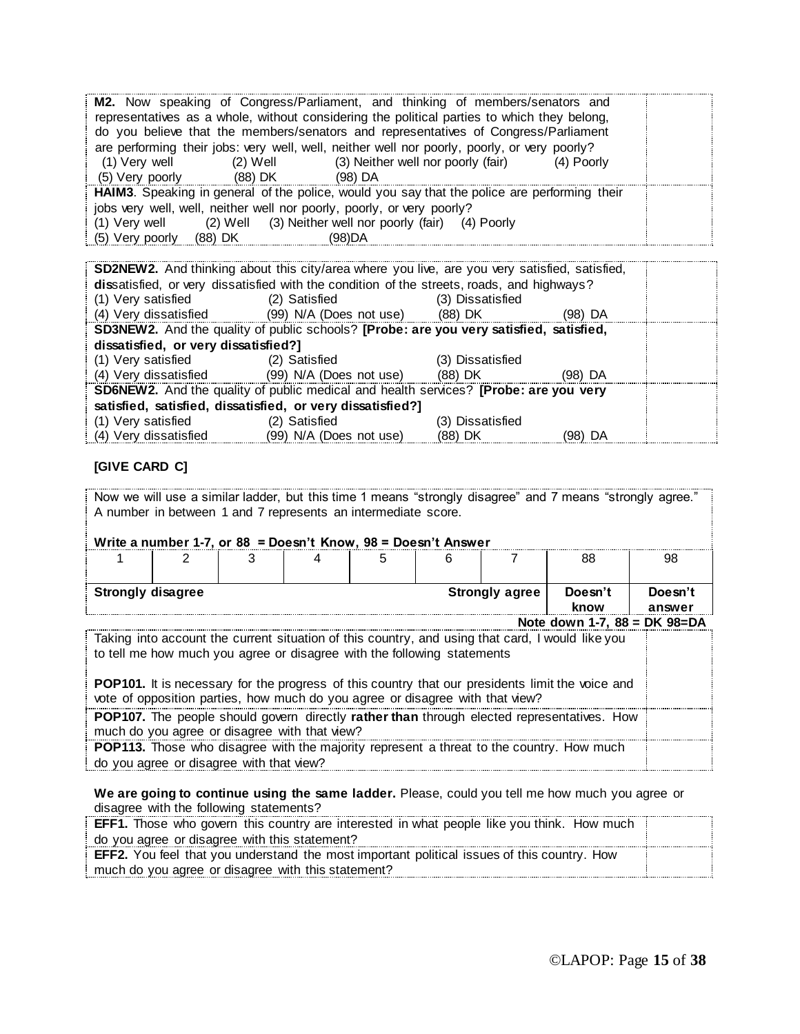**M2.** Now speaking of Congress/Parliament, and thinking of members/senators and representatives as a whole, without considering the political parties to which they belong, do you believe that the members/senators and representatives of Congress/Parliament are performing their jobs: very well, well, neither well nor poorly, poorly, or very poorly?
(1) Very well (2) Well (3) Neither well nor poorly (fair) (4) Poorly
(5) Very poorly (88) DK (98) DA

**HAIM3**. Speaking in general of the police, would you say that the police are performing their jobs very well, well, neither well nor poorly, poorly, or very poorly?
(1) Very well (2) Well (3) Neither well nor poorly (fair) (4) Poorly
(5) Very poorly (88) DK (98)DA

**SD2NEW2.** And thinking about this city/area where you live, are you very satisfied, satisfied, **dis**satisfied, or very dissatisfied with the condition of the streets, roads, and highways?
(1) Very satisfied (2) Satisfied (3) Dissatisfied
(4) Very dissatisfied (99) N/A (Does not use) (88) DK (98) DA

**SD3NEW2.** And the quality of public schools? **[Probe: are you very satisfied, satisfied, dissatisfied, or very dissatisfied?]**
(1) Very satisfied (2) Satisfied (3) Dissatisfied
(4) Very dissatisfied (99) N/A (Does not use) (88) DK (98) DA

**SD6NEW2.** And the quality of public medical and health services? **[Probe: are you very satisfied, satisfied, dissatisfied, or very dissatisfied?]**
(1) Very satisfied (2) Satisfied (3) Dissatisfied
(4) Very dissatisfied (99) N/A (Does not use) (88) DK (98) DA

**[GIVE CARD C]**

Now we will use a similar ladder, but this time 1 means “strongly disagree” and 7 means “strongly agree.” A number in between 1 and 7 represents an intermediate score.

**Write a number 1-7, or 88 = Doesn’t Know, 98 = Doesn’t Answer**

| 1 | 2 | 3 | 4 | 5 | 6 | 7 | 88 | 98 |
|---|---|---|---|---|---|---|---|---|
| **Strongly disagree** | | | | | | **Strongly agree** | **Doesn’t know** | **Doesn’t answer** |

**Note down 1-7, 88 = DK 98=DA**

Taking into account the current situation of this country, and using that card, I would like you to tell me how much you agree or disagree with the following statements

**POP101.** It is necessary for the progress of this country that our presidents limit the voice and vote of opposition parties, how much do you agree or disagree with that view?

**POP107.** The people should govern directly **rather than** through elected representatives. How much do you agree or disagree with that view?

**POP113.** Those who disagree with the majority represent a threat to the country. How much do you agree or disagree with that view?

**We are going to continue using the same ladder.** Please, could you tell me how much you agree or disagree with the following statements?

**EFF1.** Those who govern this country are interested in what people like you think. How much do you agree or disagree with this statement?

**EFF2.** You feel that you understand the most important political issues of this country. How much do you agree or disagree with this statement?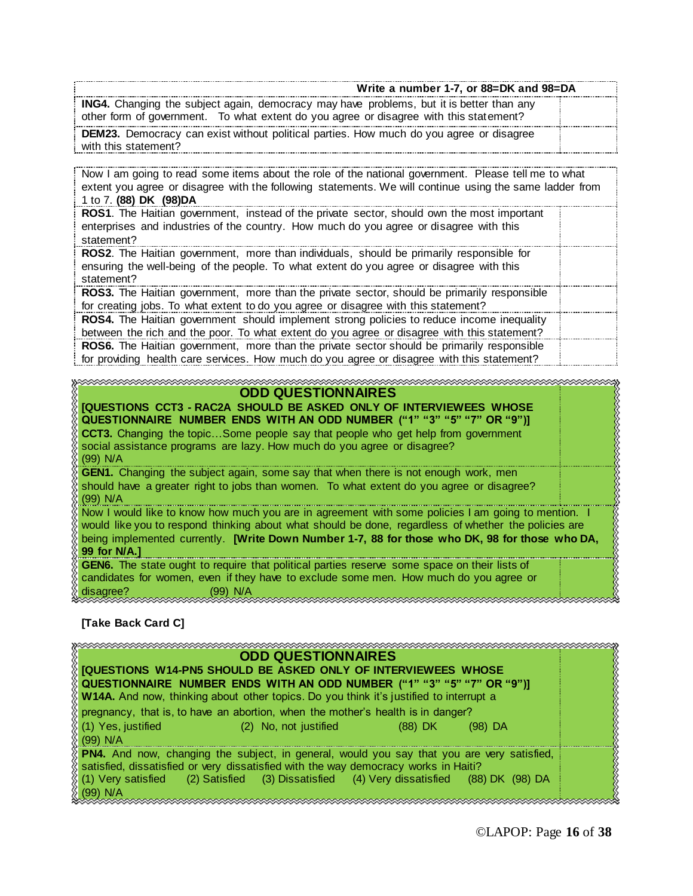| Write a number 1-7, or 88=DK and 98=DA | |
|---|---|
| **ING4.** Changing the subject again, democracy may have problems, but it is better than any other form of government. To what extent do you agree or disagree with this statement? | |
| **DEM23.** Democracy can exist without political parties. How much do you agree or disagree with this statement? | |

| Now I am going to read some items about the role of the national government. Please tell me to what extent you agree or disagree with the following statements. We will continue using the same ladder from 1 to 7. **(88) DK (98)DA** | |
|---|---|
| **ROS1**. The Haitian government, instead of the private sector, should own the most important enterprises and industries of the country. How much do you agree or disagree with this statement? | |
| **ROS2**. The Haitian government, more than individuals, should be primarily responsible for ensuring the well-being of the people. To what extent do you agree or disagree with this statement? | |
| **ROS3.** The Haitian government, more than the private sector, should be primarily responsible for creating jobs. To what extent to do you agree or disagree with this statement? | |
| **ROS4.** The Haitian government should implement strong policies to reduce income inequality between the rich and the poor. To what extent do you agree or disagree with this statement? | |
| **ROS6.** The Haitian government, more than the private sector should be primarily responsible for providing health care services. How much do you agree or disagree with this statement? | |

| **ODD QUESTIONNAIRES** **[QUESTIONS CCT3 - RAC2A SHOULD BE ASKED ONLY OF INTERVIEWEES WHOSE QUESTIONNAIRE NUMBER ENDS WITH AN ODD NUMBER ("1" "3" "5" "7" OR "9")]** **CCT3.** Changing the topic…Some people say that people who get help from government social assistance programs are lazy. How much do you agree or disagree? (99) N/A | |
|---|---|
| **GEN1.** Changing the subject again, some say that when there is not enough work, men should have a greater right to jobs than women. To what extent do you agree or disagree? (99) N/A | |
| Now I would like to know how much you are in agreement with some policies I am going to mention. I would like you to respond thinking about what should be done, regardless of whether the policies are being implemented currently. **[Write Down Number 1-7, 88 for those who DK, 98 for those who DA, 99 for N/A.]** | |
| **GEN6.** The state ought to require that political parties reserve some space on their lists of candidates for women, even if they have to exclude some men. How much do you agree or disagree? (99) N/A | |

**[Take Back Card C]**

| **ODD QUESTIONNAIRES** **[QUESTIONS W14-PN5 SHOULD BE ASKED ONLY OF INTERVIEWEES WHOSE QUESTIONNAIRE NUMBER ENDS WITH AN ODD NUMBER ("1" "3" "5" "7" OR "9")]** **W14A.** And now, thinking about other topics. Do you think it's justified to interrupt a pregnancy, that is, to have an abortion, when the mother's health is in danger? (1) Yes, justified (2) No, not justified (88) DK (98) DA (99) N/A | |
|---|---|
| **PN4.** And now, changing the subject, in general, would you say that you are very satisfied, satisfied, dissatisfied or very dissatisfied with the way democracy works in Haiti? (1) Very satisfied (2) Satisfied (3) Dissatisfied (4) Very dissatisfied (88) DK (98) DA (99) N/A | |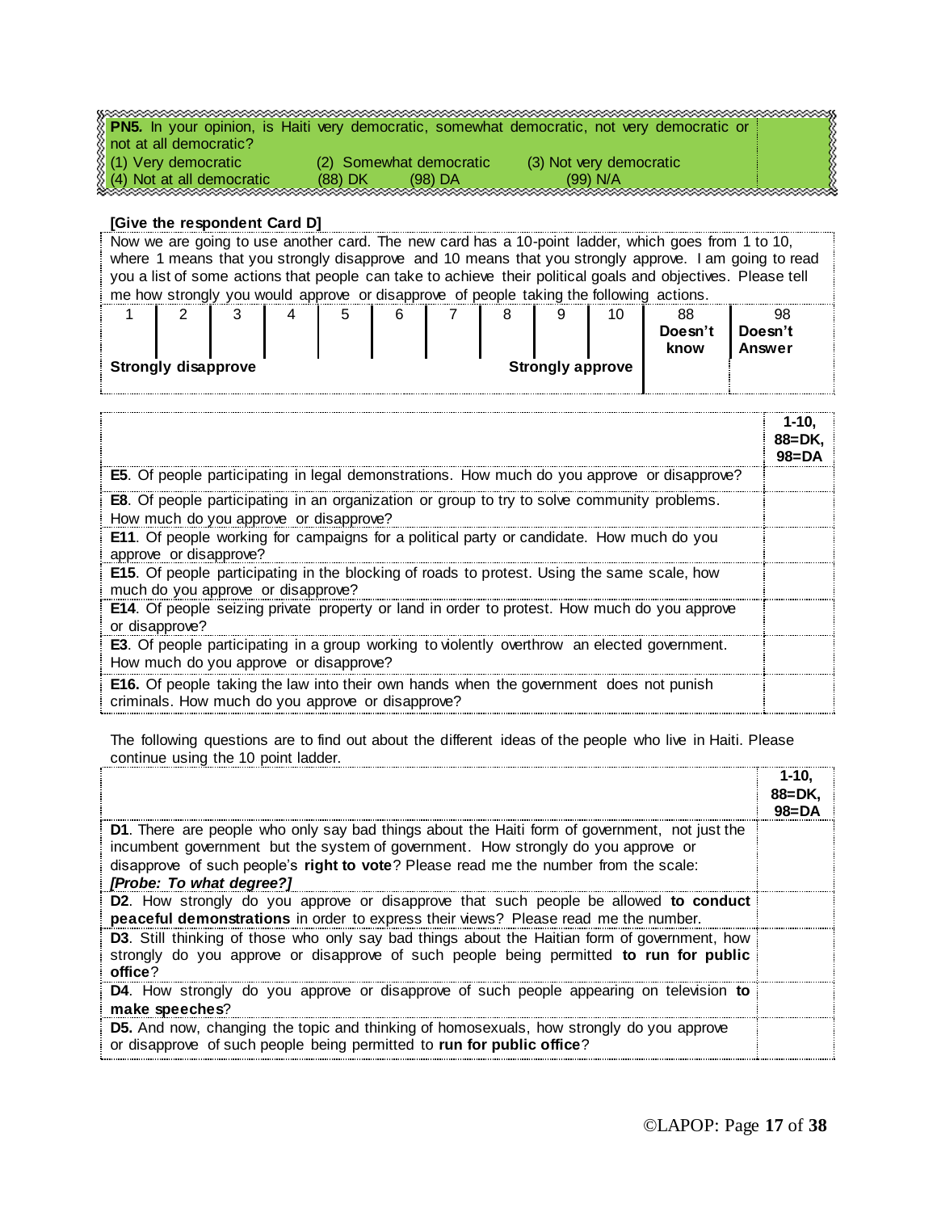| **PN5.** In your opinion, is Haiti very democratic, somewhat democratic, not very democratic or not at all democratic? | |
|---|---|
| (1) Very democratic (2) Somewhat democratic (3) Not very democratic<br>(4) Not at all democratic (88) DK (98) DA (99) N/A | |

**[Give the respondent Card D]**

Now we are going to use another card. The new card has a 10-point ladder, which goes from 1 to 10, where 1 means that you strongly disapprove and 10 means that you strongly approve. I am going to read you a list of some actions that people can take to achieve their political goals and objectives. Please tell me how strongly you would approve or disapprove of people taking the following actions.

| 1 | 2 | 3 | 4 | 5 | 6 | 7 | 8 | 9 | 10 | 88 Doesn't know | 98 Doesn't Answer |
|---|---|---|---|---|---|---|---|---|---|---|---|
| **Strongly disapprove** | | | | | | | **Strongly approve** | | | | |

| | **1-10, 88=DK, 98=DA** |
|---|---|
| **E5**. Of people participating in legal demonstrations. How much do you approve or disapprove? | |
| **E8**. Of people participating in an organization or group to try to solve community problems. How much do you approve or disapprove? | |
| **E11**. Of people working for campaigns for a political party or candidate. How much do you approve or disapprove? | |
| **E15**. Of people participating in the blocking of roads to protest. Using the same scale, how much do you approve or disapprove? | |
| **E14**. Of people seizing private property or land in order to protest. How much do you approve or disapprove? | |
| **E3**. Of people participating in a group working to violently overthrow an elected government. How much do you approve or disapprove? | |
| **E16.** Of people taking the law into their own hands when the government does not punish criminals. How much do you approve or disapprove? | |

The following questions are to find out about the different ideas of the people who live in Haiti. Please continue using the 10 point ladder.

| | **1-10, 88=DK, 98=DA** |
|---|---|
| **D1**. There are people who only say bad things about the Haiti form of government, not just the incumbent government but the system of government. How strongly do you approve or disapprove of such people's **right to vote**? Please read me the number from the scale: ***[Probe: To what degree?]*** | |
| **D2**. How strongly do you approve or disapprove that such people be allowed **to conduct peaceful demonstrations** in order to express their views? Please read me the number. | |
| **D3**. Still thinking of those who only say bad things about the Haitian form of government, how strongly do you approve or disapprove of such people being permitted **to run for public office**? | |
| **D4**. How strongly do you approve or disapprove of such people appearing on television **to make speeches**? | |
| **D5.** And now, changing the topic and thinking of homosexuals, how strongly do you approve or disapprove of such people being permitted to **run for public office**? | |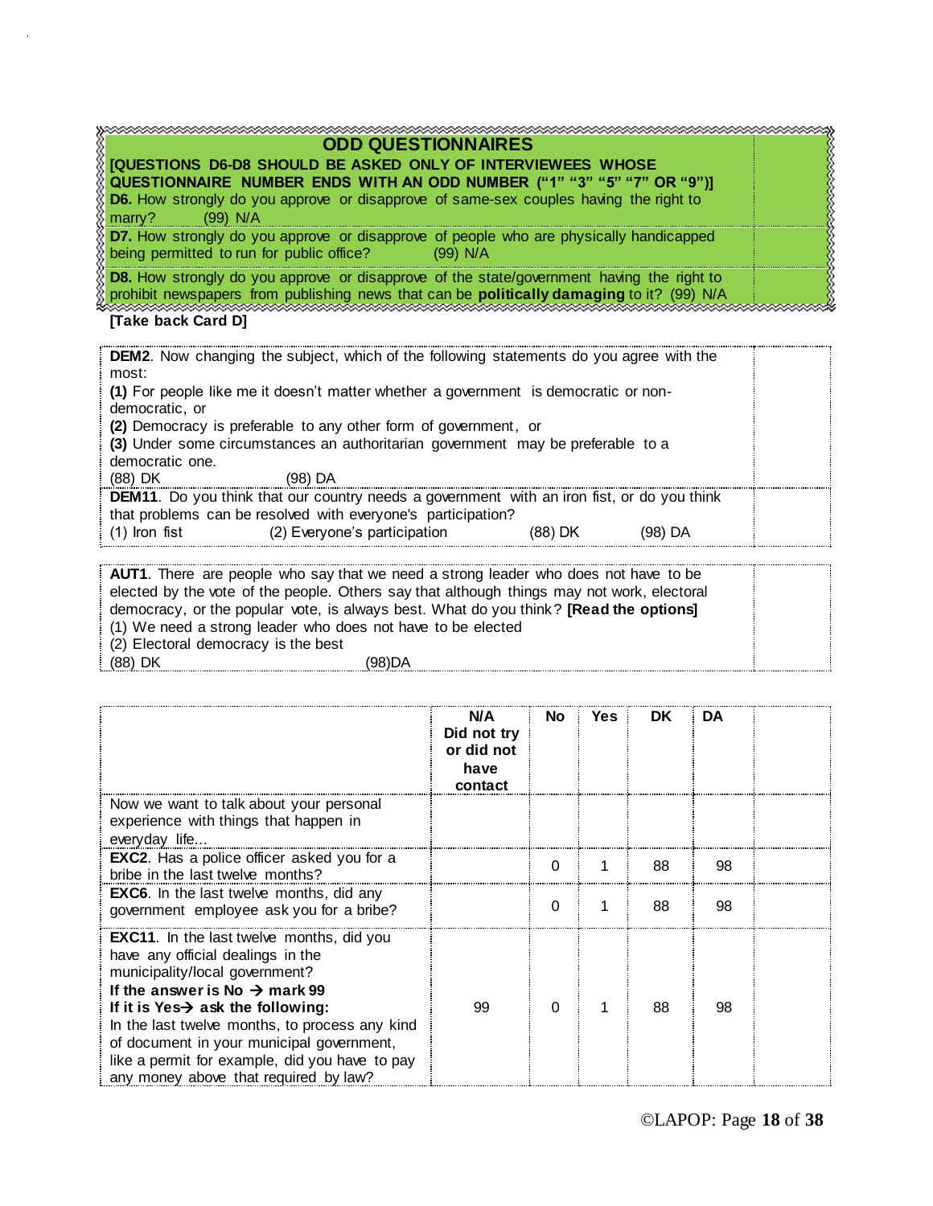## ODD QUESTIONNAIRES

**[QUESTIONS D6-D8 SHOULD BE ASKED ONLY OF INTERVIEWEES WHOSE QUESTIONNAIRE NUMBER ENDS WITH AN ODD NUMBER ("1" "3" "5" "7" OR "9")]**

**D6.** How strongly do you approve or disapprove of same-sex couples having the right to marry? (99) N/A

**D7.** How strongly do you approve or disapprove of people who are physically handicapped being permitted to run for public office? (99) N/A

**D8.** How strongly do you approve or disapprove of the state/government having the right to prohibit newspapers from publishing news that can be **politically damaging** to it? (99) N/A

**[Take back Card D]**

**DEM2**. Now changing the subject, which of the following statements do you agree with the most:

**(1)** For people like me it doesn't matter whether a government is democratic or non-democratic, or

**(2)** Democracy is preferable to any other form of government, or

**(3)** Under some circumstances an authoritarian government may be preferable to a democratic one.

(88) DK (98) DA

**DEM11**. Do you think that our country needs a government with an iron fist, or do you think that problems can be resolved with everyone's participation?

(1) Iron fist (2) Everyone's participation (88) DK (98) DA

**AUT1**. There are people who say that we need a strong leader who does not have to be elected by the vote of the people. Others say that although things may not work, electoral democracy, or the popular vote, is always best. What do you think? **[Read the options]**

(1) We need a strong leader who does not have to be elected

(2) Electoral democracy is the best

(88) DK (98)DA

| | N/A Did not try or did not have contact | No | Yes | DK | DA | |
|---|---|---|---|---|---|---|
| Now we want to talk about your personal experience with things that happen in everyday life... | | | | | | |
| **EXC2**. Has a police officer asked you for a bribe in the last twelve months? | | 0 | 1 | 88 | 98 | |
| **EXC6**. In the last twelve months, did any government employee ask you for a bribe? | | 0 | 1 | 88 | 98 | |
| **EXC11**. In the last twelve months, did you have any official dealings in the municipality/local government? **If the answer is No → mark 99** **If it is Yes→ ask the following:** In the last twelve months, to process any kind of document in your municipal government, like a permit for example, did you have to pay any money above that required by law? | 99 | 0 | 1 | 88 | 98 | |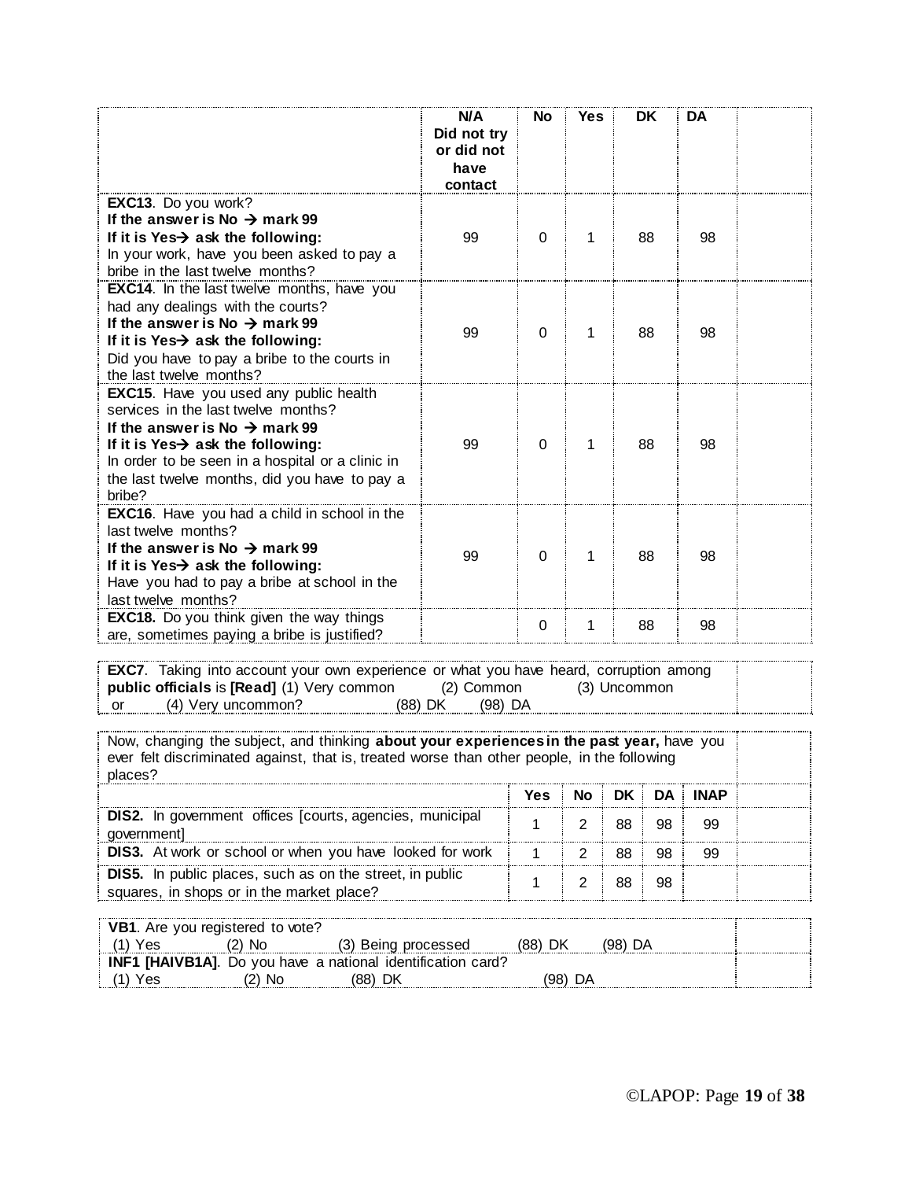| | N/A Did not try or did not have contact | No | Yes | DK | DA | |
|---|---|---|---|---|---|---|
| **EXC13**. Do you work? **If the answer is No → mark 99** **If it is Yes→ ask the following:** In your work, have you been asked to pay a bribe in the last twelve months? | 99 | 0 | 1 | 88 | 98 | |
| **EXC14**. In the last twelve months, have you had any dealings with the courts? **If the answer is No → mark 99** **If it is Yes→ ask the following:** Did you have to pay a bribe to the courts in the last twelve months? | 99 | 0 | 1 | 88 | 98 | |
| **EXC15**. Have you used any public health services in the last twelve months? **If the answer is No → mark 99** **If it is Yes→ ask the following:** In order to be seen in a hospital or a clinic in the last twelve months, did you have to pay a bribe? | 99 | 0 | 1 | 88 | 98 | |
| **EXC16**. Have you had a child in school in the last twelve months? **If the answer is No → mark 99** **If it is Yes→ ask the following:** Have you had to pay a bribe at school in the last twelve months? | 99 | 0 | 1 | 88 | 98 | |
| **EXC18.** Do you think given the way things are, sometimes paying a bribe is justified? | | 0 | 1 | 88 | 98 | |

| | |
|---|---|
| **EXC7**. Taking into account your own experience or what you have heard, corruption among **public officials** is **[Read]** (1) Very common (2) Common (3) Uncommon or (4) Very uncommon? (88) DK (98) DA | |

Now, changing the subject, and thinking **about your experiences in the past year,** have you ever felt discriminated against, that is, treated worse than other people, in the following places?

| | Yes | No | DK | DA | INAP | |
|---|---|---|---|---|---|---|
| **DIS2.** In government offices [courts, agencies, municipal government] | 1 | 2 | 88 | 98 | 99 | |
| **DIS3.** At work or school or when you have looked for work | 1 | 2 | 88 | 98 | 99 | |
| **DIS5.** In public places, such as on the street, in public squares, in shops or in the market place? | 1 | 2 | 88 | 98 | | |

| | |
|---|---|
| **VB1**. Are you registered to vote? (1) Yes (2) No (3) Being processed (88) DK (98) DA | |
| **INF1 [HAIVB1A]**. Do you have a national identification card? (1) Yes (2) No (88) DK (98) DA | |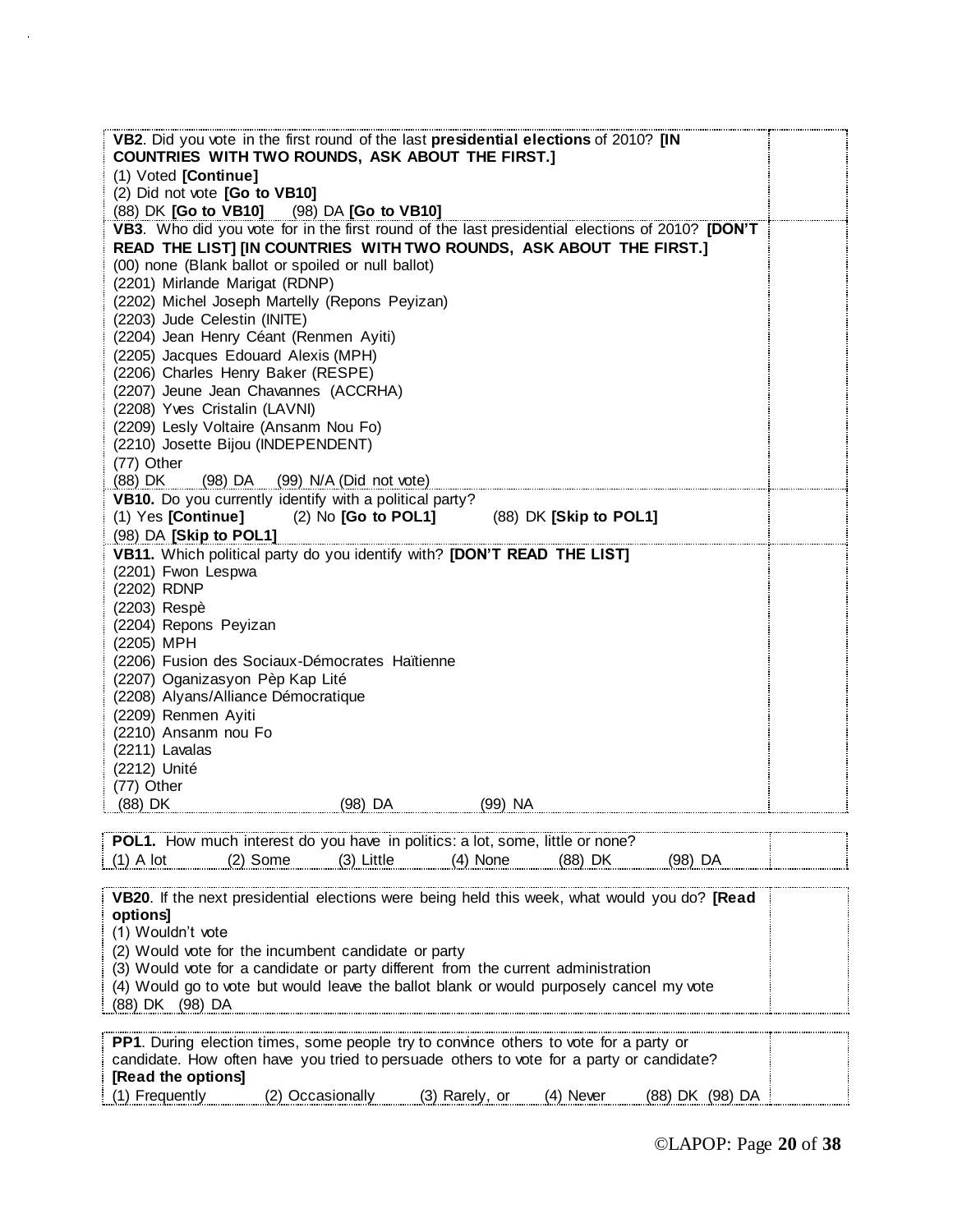**VB2**. Did you vote in the first round of the last **presidential elections** of 2010? **[IN COUNTRIES WITH TWO ROUNDS, ASK ABOUT THE FIRST.]**
(1) Voted **[Continue]**
(2) Did not vote **[Go to VB10]**
(88) DK **[Go to VB10]** (98) DA **[Go to VB10]**

**VB3**. Who did you vote for in the first round of the last presidential elections of 2010? **[DON'T READ THE LIST] [IN COUNTRIES WITH TWO ROUNDS, ASK ABOUT THE FIRST.]**
(00) none (Blank ballot or spoiled or null ballot)
(2201) Mirlande Marigat (RDNP)
(2202) Michel Joseph Martelly (Repons Peyizan)
(2203) Jude Celestin (INITE)
(2204) Jean Henry Céant (Renmen Ayiti)
(2205) Jacques Edouard Alexis (MPH)
(2206) Charles Henry Baker (RESPE)
(2207) Jeune Jean Chavannes (ACCRHA)
(2208) Yves Cristalin (LAVNI)
(2209) Lesly Voltaire (Ansanm Nou Fo)
(2210) Josette Bijou (INDEPENDENT)
(77) Other
(88) DK (98) DA (99) N/A (Did not vote)

**VB10.** Do you currently identify with a political party?
(1) Yes **[Continue]** (2) No **[Go to POL1]** (88) DK **[Skip to POL1]**
(98) DA **[Skip to POL1]**

**VB11.** Which political party do you identify with? **[DON'T READ THE LIST]**
(2201) Fwon Lespwa
(2202) RDNP
(2203) Respè
(2204) Repons Peyizan
(2205) MPH
(2206) Fusion des Sociaux-Démocrates Haïtienne
(2207) Oganizasyon Pèp Kap Lité
(2208) Alyans/Alliance Démocratique
(2209) Renmen Ayiti
(2210) Ansanm nou Fo
(2211) Lavalas
(2212) Unité
(77) Other
(88) DK (98) DA (99) NA

**POL1.** How much interest do you have in politics: a lot, some, little or none?
(1) A lot (2) Some (3) Little (4) None (88) DK (98) DA

**VB20**. If the next presidential elections were being held this week, what would you do? **[Read options]**
(1) Wouldn't vote
(2) Would vote for the incumbent candidate or party
(3) Would vote for a candidate or party different from the current administration
(4) Would go to vote but would leave the ballot blank or would purposely cancel my vote
(88) DK (98) DA

**PP1**. During election times, some people try to convince others to vote for a party or candidate. How often have you tried to persuade others to vote for a party or candidate? **[Read the options]**
(1) Frequently (2) Occasionally (3) Rarely, or (4) Never (88) DK (98) DA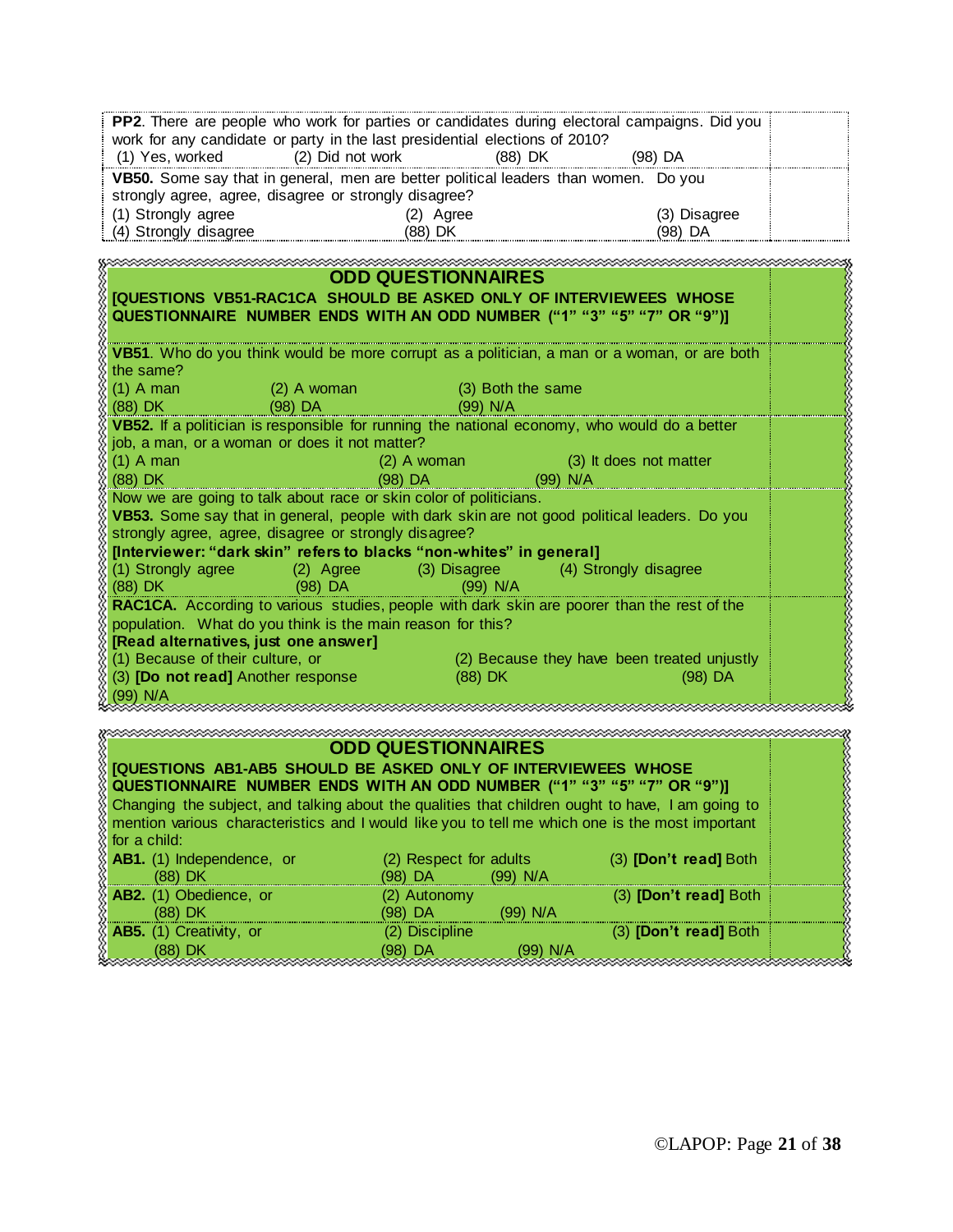**PP2**. There are people who work for parties or candidates during electoral campaigns. Did you work for any candidate or party in the last presidential elections of 2010?
(1) Yes, worked (2) Did not work (88) DK (98) DA

**VB50.** Some say that in general, men are better political leaders than women. Do you strongly agree, agree, disagree or strongly disagree?
(1) Strongly agree (2) Agree (3) Disagree
(4) Strongly disagree (88) DK (98) DA

## ODD QUESTIONNAIRES

**[QUESTIONS VB51-RAC1CA SHOULD BE ASKED ONLY OF INTERVIEWEES WHOSE QUESTIONNAIRE NUMBER ENDS WITH AN ODD NUMBER (“1” “3” “5” “7” OR “9”)]**

**VB51**. Who do you think would be more corrupt as a politician, a man or a woman, or are both the same?
(1) A man (2) A woman (3) Both the same
(88) DK (98) DA (99) N/A

**VB52.** If a politician is responsible for running the national economy, who would do a better job, a man, or a woman or does it not matter?
(1) A man (2) A woman (3) It does not matter
(88) DK (98) DA (99) N/A

Now we are going to talk about race or skin color of politicians.
**VB53.** Some say that in general, people with dark skin are not good political leaders. Do you strongly agree, agree, disagree or strongly disagree?
**[Interviewer: “dark skin” refers to blacks “non-whites” in general]**
(1) Strongly agree (2) Agree (3) Disagree (4) Strongly disagree
(88) DK (98) DA (99) N/A

**RAC1CA.** According to various studies, people with dark skin are poorer than the rest of the population. What do you think is the main reason for this?
**[Read alternatives, just one answer]**
(1) Because of their culture, or (2) Because they have been treated unjustly
(3) **[Do not read]** Another response (88) DK (98) DA
(99) N/A

## ODD QUESTIONNAIRES

**[QUESTIONS AB1-AB5 SHOULD BE ASKED ONLY OF INTERVIEWEES WHOSE QUESTIONNAIRE NUMBER ENDS WITH AN ODD NUMBER (“1” “3” “5” “7” OR “9”)]**

Changing the subject, and talking about the qualities that children ought to have, I am going to mention various characteristics and I would like you to tell me which one is the most important for a child:

**AB1.** (1) Independence, or (2) Respect for adults (3) **[Don’t read]** Both
(88) DK (98) DA (99) N/A

**AB2.** (1) Obedience, or (2) Autonomy (3) **[Don’t read]** Both
(88) DK (98) DA (99) N/A

**AB5.** (1) Creativity, or (2) Discipline (3) **[Don’t read]** Both
(88) DK (98) DA (99) N/A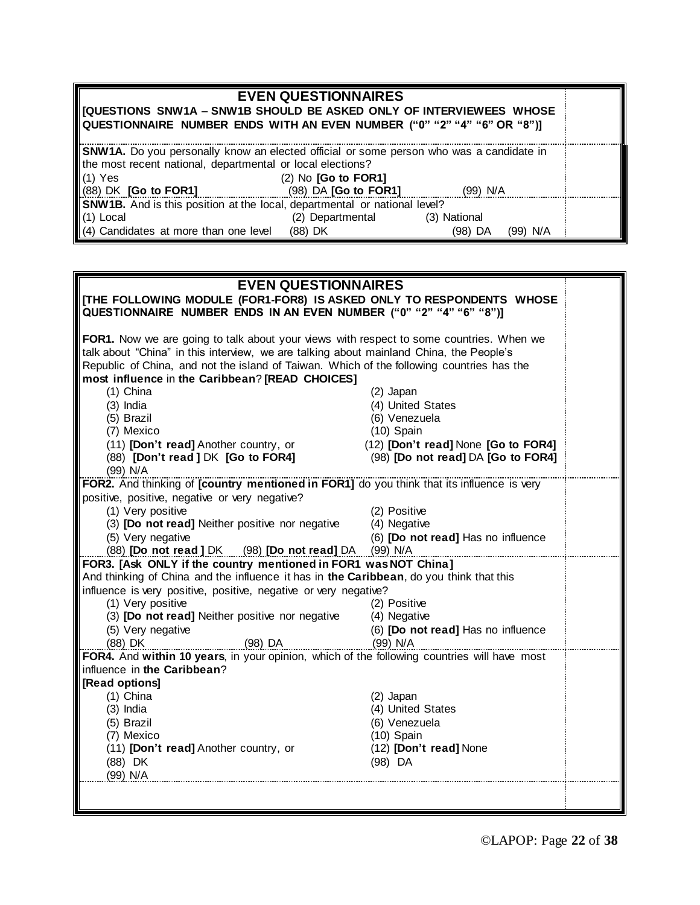## EVEN QUESTIONNAIRES

**[QUESTIONS SNW1A – SNW1B SHOULD BE ASKED ONLY OF INTERVIEWEES WHOSE QUESTIONNAIRE NUMBER ENDS WITH AN EVEN NUMBER ("0" "2" "4" "6" OR "8")]**

**SNW1A.** Do you personally know an elected official or some person who was a candidate in the most recent national, departmental or local elections?

(1) Yes (2) No **[Go to FOR1]**
(88) DK **[Go to FOR1]** (98) DA **[Go to FOR1]** (99) N/A

**SNW1B.** And is this position at the local, departmental or national level?

(1) Local (2) Departmental (3) National
(4) Candidates at more than one level (88) DK (98) DA (99) N/A

## EVEN QUESTIONNAIRES

**[THE FOLLOWING MODULE (FOR1-FOR8) IS ASKED ONLY TO RESPONDENTS WHOSE QUESTIONNAIRE NUMBER ENDS IN AN EVEN NUMBER ("0" "2" "4" "6" "8")]**

**FOR1.** Now we are going to talk about your views with respect to some countries. When we talk about "China" in this interview, we are talking about mainland China, the People's Republic of China, and not the island of Taiwan. Which of the following countries has the **most influence** in **the Caribbean**? **[READ CHOICES]**

(1) China (2) Japan
(3) India (4) United States
(5) Brazil (6) Venezuela
(7) Mexico (10) Spain
(11) **[Don't read]** Another country, or (12) **[Don't read]** None **[Go to FOR4]**
(88) **[Don't read ]** DK **[Go to FOR4]** (98) **[Do not read]** DA **[Go to FOR4]**
(99) N/A

**FOR2.** And thinking of **[country mentioned in FOR1]** do you think that its influence is very positive, positive, negative or very negative?

(1) Very positive (2) Positive
(3) **[Do not read]** Neither positive nor negative (4) Negative
(5) Very negative (6) **[Do not read]** Has no influence
(88) **[Do not read ]** DK (98) **[Do not read]** DA (99) N/A

**FOR3. [Ask ONLY if the country mentioned in FOR1 was NOT China]**
And thinking of China and the influence it has in **the Caribbean**, do you think that this influence is very positive, positive, negative or very negative?

(1) Very positive (2) Positive
(3) **[Do not read]** Neither positive nor negative (4) Negative
(5) Very negative (6) **[Do not read]** Has no influence
(88) DK (98) DA (99) N/A

**FOR4.** And **within 10 years**, in your opinion, which of the following countries will have most influence in **the Caribbean**?
**[Read options]**

(1) China (2) Japan
(3) India (4) United States
(5) Brazil (6) Venezuela
(7) Mexico (10) Spain
(11) **[Don't read]** Another country, or (12) **[Don't read]** None
(88) DK (98) DA
(99) N/A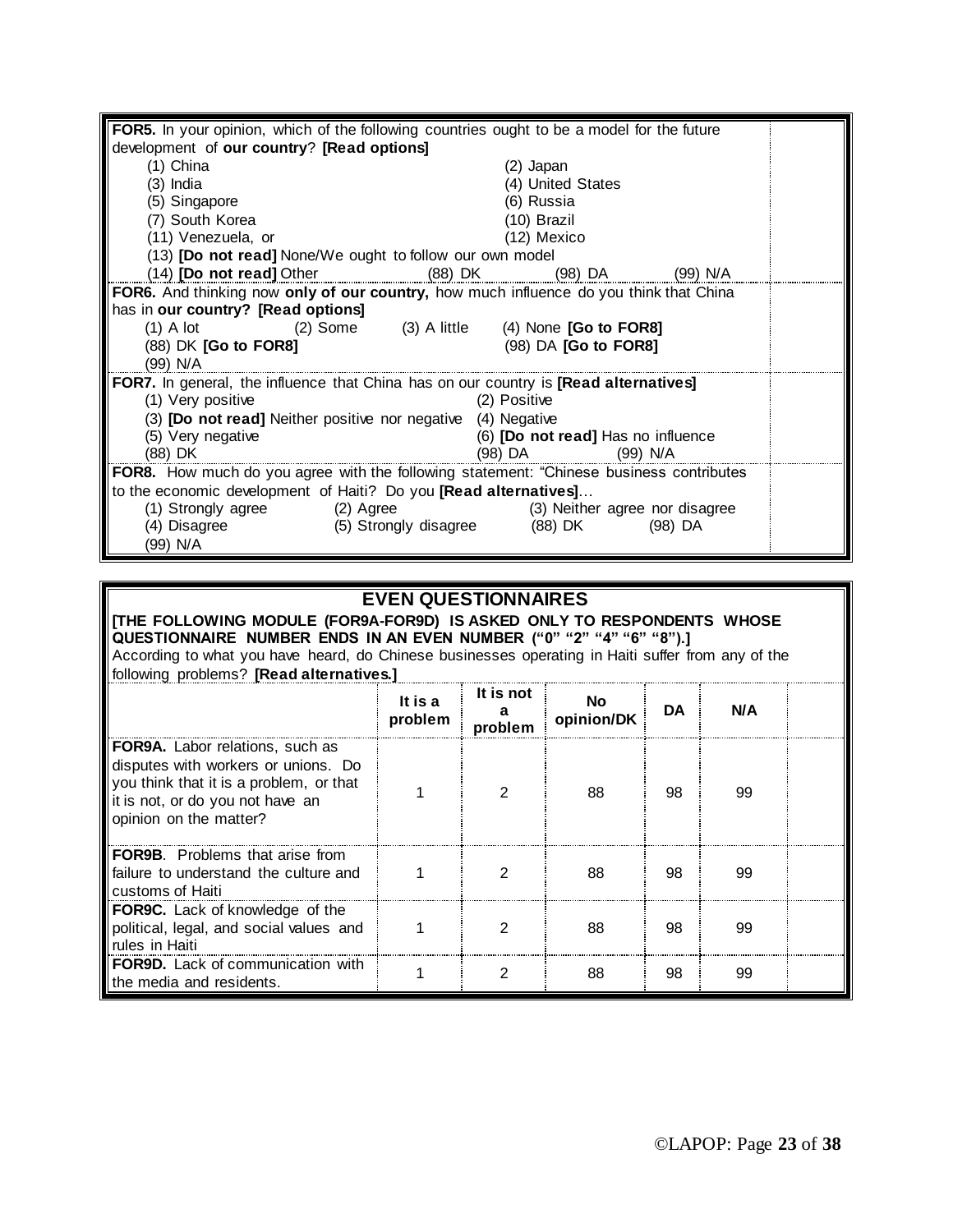**FOR5.** In your opinion, which of the following countries ought to be a model for the future development of **our country**? **[Read options]**

(1) China (2) Japan
(3) India (4) United States
(5) Singapore (6) Russia
(7) South Korea (10) Brazil
(11) Venezuela, or (12) Mexico
(13) **[Do not read]** None/We ought to follow our own model
(14) **[Do not read]** Other (88) DK (98) DA (99) N/A

**FOR6.** And thinking now **only of our country,** how much influence do you think that China has in **our country? [Read options]**

(1) A lot (2) Some (3) A little (4) None **[Go to FOR8]**
(88) DK **[Go to FOR8]** (98) DA **[Go to FOR8]**
(99) N/A

**FOR7.** In general, the influence that China has on our country is **[Read alternatives]**

(1) Very positive (2) Positive
(3) **[Do not read]** Neither positive nor negative (4) Negative
(5) Very negative (6) **[Do not read]** Has no influence
(88) DK (98) DA (99) N/A

**FOR8.** How much do you agree with the following statement: "Chinese business contributes to the economic development of Haiti? Do you **[Read alternatives]**…

(1) Strongly agree (2) Agree (3) Neither agree nor disagree
(4) Disagree (5) Strongly disagree (88) DK (98) DA
(99) N/A

## EVEN QUESTIONNAIRES

**[THE FOLLOWING MODULE (FOR9A-FOR9D) IS ASKED ONLY TO RESPONDENTS WHOSE QUESTIONNAIRE NUMBER ENDS IN AN EVEN NUMBER ("0" "2" "4" "6" "8").]**

According to what you have heard, do Chinese businesses operating in Haiti suffer from any of the following problems? **[Read alternatives.]**

| | It is a problem | It is not a problem | No opinion/DK | DA | N/A | |
|---|---|---|---|---|---|---|
| **FOR9A.** Labor relations, such as disputes with workers or unions. Do you think that it is a problem, or that it is not, or do you not have an opinion on the matter? | 1 | 2 | 88 | 98 | 99 | |
| **FOR9B**. Problems that arise from failure to understand the culture and customs of Haiti | 1 | 2 | 88 | 98 | 99 | |
| **FOR9C.** Lack of knowledge of the political, legal, and social values and rules in Haiti | 1 | 2 | 88 | 98 | 99 | |
| **FOR9D.** Lack of communication with the media and residents. | 1 | 2 | 88 | 98 | 99 | |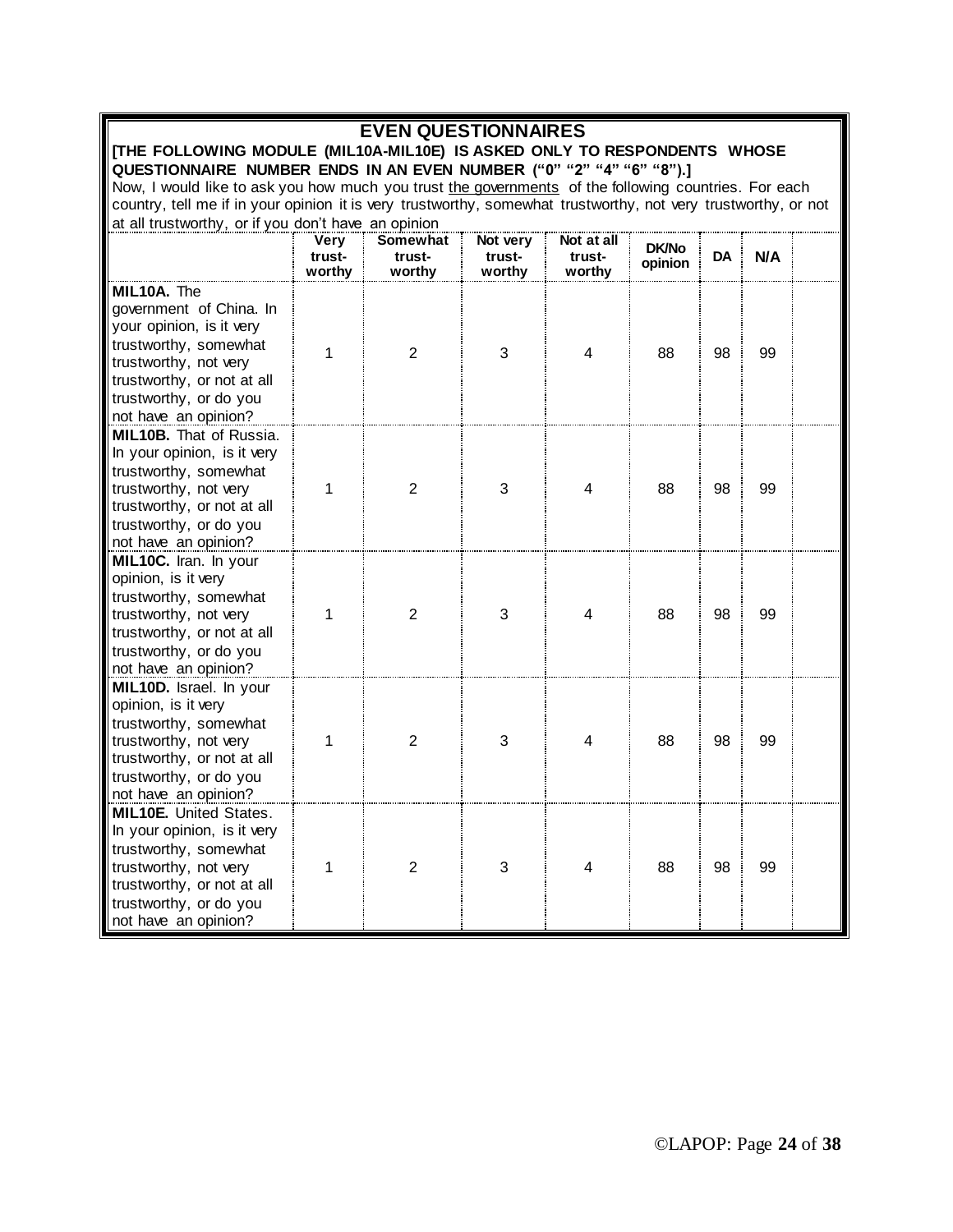## EVEN QUESTIONNAIRES

**[THE FOLLOWING MODULE (MIL10A-MIL10E) IS ASKED ONLY TO RESPONDENTS WHOSE QUESTIONNAIRE NUMBER ENDS IN AN EVEN NUMBER ("0" "2" "4" "6" "8").]**

Now, I would like to ask you how much you trust the governments of the following countries. For each country, tell me if in your opinion it is very trustworthy, somewhat trustworthy, not very trustworthy, or not at all trustworthy, or if you don't have an opinion

| | Very trust-worthy | Somewhat trust-worthy | Not very trust-worthy | Not at all trust-worthy | DK/No opinion | DA | N/A | |
|---|---|---|---|---|---|---|---|---|
| **MIL10A.** The government of China. In your opinion, is it very trustworthy, somewhat trustworthy, not very trustworthy, or not at all trustworthy, or do you not have an opinion? | 1 | 2 | 3 | 4 | 88 | 98 | 99 | |
| **MIL10B.** That of Russia. In your opinion, is it very trustworthy, somewhat trustworthy, not very trustworthy, or not at all trustworthy, or do you not have an opinion? | 1 | 2 | 3 | 4 | 88 | 98 | 99 | |
| **MIL10C.** Iran. In your opinion, is it very trustworthy, somewhat trustworthy, not very trustworthy, or not at all trustworthy, or do you not have an opinion? | 1 | 2 | 3 | 4 | 88 | 98 | 99 | |
| **MIL10D.** Israel. In your opinion, is it very trustworthy, somewhat trustworthy, not very trustworthy, or not at all trustworthy, or do you not have an opinion? | 1 | 2 | 3 | 4 | 88 | 98 | 99 | |
| **MIL10E.** United States. In your opinion, is it very trustworthy, somewhat trustworthy, not very trustworthy, or not at all trustworthy, or do you not have an opinion? | 1 | 2 | 3 | 4 | 88 | 98 | 99 | |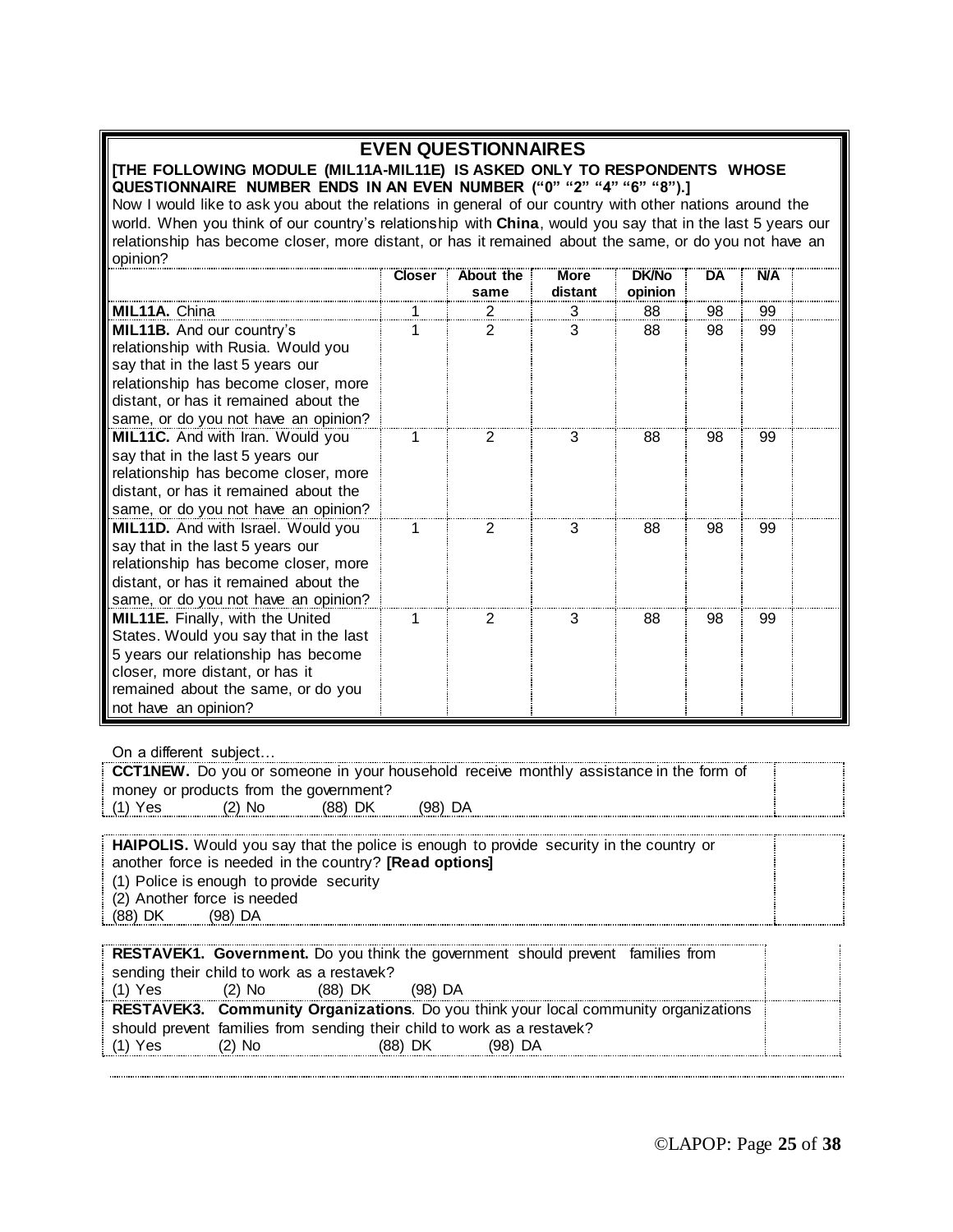## EVEN QUESTIONNAIRES

**[THE FOLLOWING MODULE (MIL11A-MIL11E) IS ASKED ONLY TO RESPONDENTS WHOSE QUESTIONNAIRE NUMBER ENDS IN AN EVEN NUMBER ("0" "2" "4" "6" "8").]**

Now I would like to ask you about the relations in general of our country with other nations around the world. When you think of our country's relationship with **China**, would you say that in the last 5 years our relationship has become closer, more distant, or has it remained about the same, or do you not have an opinion?

| | Closer | About the same | More distant | DK/No opinion | DA | N/A | |
|---|---|---|---|---|---|---|---|
| **MIL11A.** China | 1 | 2 | 3 | 88 | 98 | 99 | |
| **MIL11B.** And our country's relationship with Rusia. Would you say that in the last 5 years our relationship has become closer, more distant, or has it remained about the same, or do you not have an opinion? | 1 | 2 | 3 | 88 | 98 | 99 | |
| **MIL11C.** And with Iran. Would you say that in the last 5 years our relationship has become closer, more distant, or has it remained about the same, or do you not have an opinion? | 1 | 2 | 3 | 88 | 98 | 99 | |
| **MIL11D.** And with Israel. Would you say that in the last 5 years our relationship has become closer, more distant, or has it remained about the same, or do you not have an opinion? | 1 | 2 | 3 | 88 | 98 | 99 | |
| **MIL11E.** Finally, with the United States. Would you say that in the last 5 years our relationship has become closer, more distant, or has it remained about the same, or do you not have an opinion? | 1 | 2 | 3 | 88 | 98 | 99 | |

On a different subject…

**CCT1NEW.** Do you or someone in your household receive monthly assistance in the form of money or products from the government?
(1) Yes (2) No (88) DK (98) DA

**HAIPOLIS.** Would you say that the police is enough to provide security in the country or another force is needed in the country? **[Read options]**
(1) Police is enough to provide security
(2) Another force is needed
(88) DK (98) DA

**RESTAVEK1. Government.** Do you think the government should prevent families from sending their child to work as a restavek?
(1) Yes (2) No (88) DK (98) DA

**RESTAVEK3. Community Organizations**. Do you think your local community organizations should prevent families from sending their child to work as a restavek?
(1) Yes (2) No (88) DK (98) DA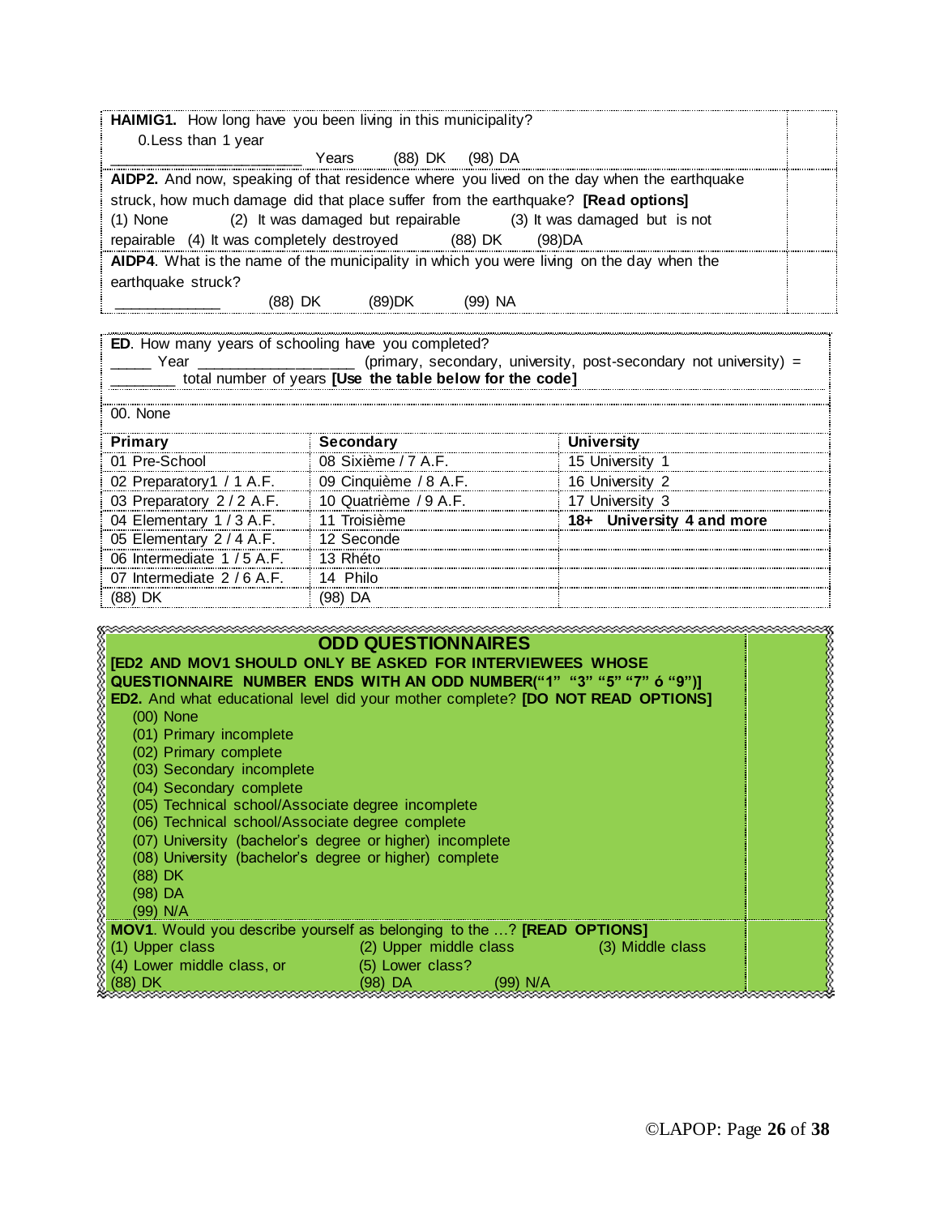**HAIMIG1.** How long have you been living in this municipality?

0.Less than 1 year

_____________________ Years (88) DK (98) DA

**AIDP2.** And now, speaking of that residence where you lived on the day when the earthquake struck, how much damage did that place suffer from the earthquake? **[Read options]**

(1) None (2) It was damaged but repairable (3) It was damaged but is not repairable (4) It was completely destroyed (88) DK (98)DA

**AIDP4**. What is the name of the municipality in which you were living on the day when the earthquake struck?

____________ (88) DK (89)DK (99) NA

**ED**. How many years of schooling have you completed?

_____ Year _________________ (primary, secondary, university, post-secondary not university) = _______ total number of years **[Use the table below for the code]**

00. None

| **Primary** | **Secondary** | **University** |
|---|---|---|
| 01 Pre-School | 08 Sixième / 7 A.F. | 15 University 1 |
| 02 Preparatory1 / 1 A.F. | 09 Cinquième / 8 A.F. | 16 University 2 |
| 03 Preparatory 2 / 2 A.F. | 10 Quatrième / 9 A.F. | 17 University 3 |
| 04 Elementary 1 / 3 A.F. | 11 Troisième | **18+ University 4 and more** |
| 05 Elementary 2 / 4 A.F. | 12 Seconde | |
| 06 Intermediate 1 / 5 A.F. | 13 Rhéto | |
| 07 Intermediate 2 / 6 A.F. | 14 Philo | |
| (88) DK | (98) DA | |

## ODD QUESTIONNAIRES

**[ED2 AND MOV1 SHOULD ONLY BE ASKED FOR INTERVIEWEES WHOSE QUESTIONNAIRE NUMBER ENDS WITH AN ODD NUMBER("1" "3" "5" "7" ó "9")]**

**ED2.** And what educational level did your mother complete? **[DO NOT READ OPTIONS]**

(00) None
(01) Primary incomplete
(02) Primary complete
(03) Secondary incomplete
(04) Secondary complete
(05) Technical school/Associate degree incomplete
(06) Technical school/Associate degree complete
(07) University (bachelor's degree or higher) incomplete
(08) University (bachelor's degree or higher) complete
(88) DK
(98) DA
(99) N/A

**MOV1**. Would you describe yourself as belonging to the …? **[READ OPTIONS]**

(1) Upper class (2) Upper middle class (3) Middle class
(4) Lower middle class, or (5) Lower class?
(88) DK (98) DA (99) N/A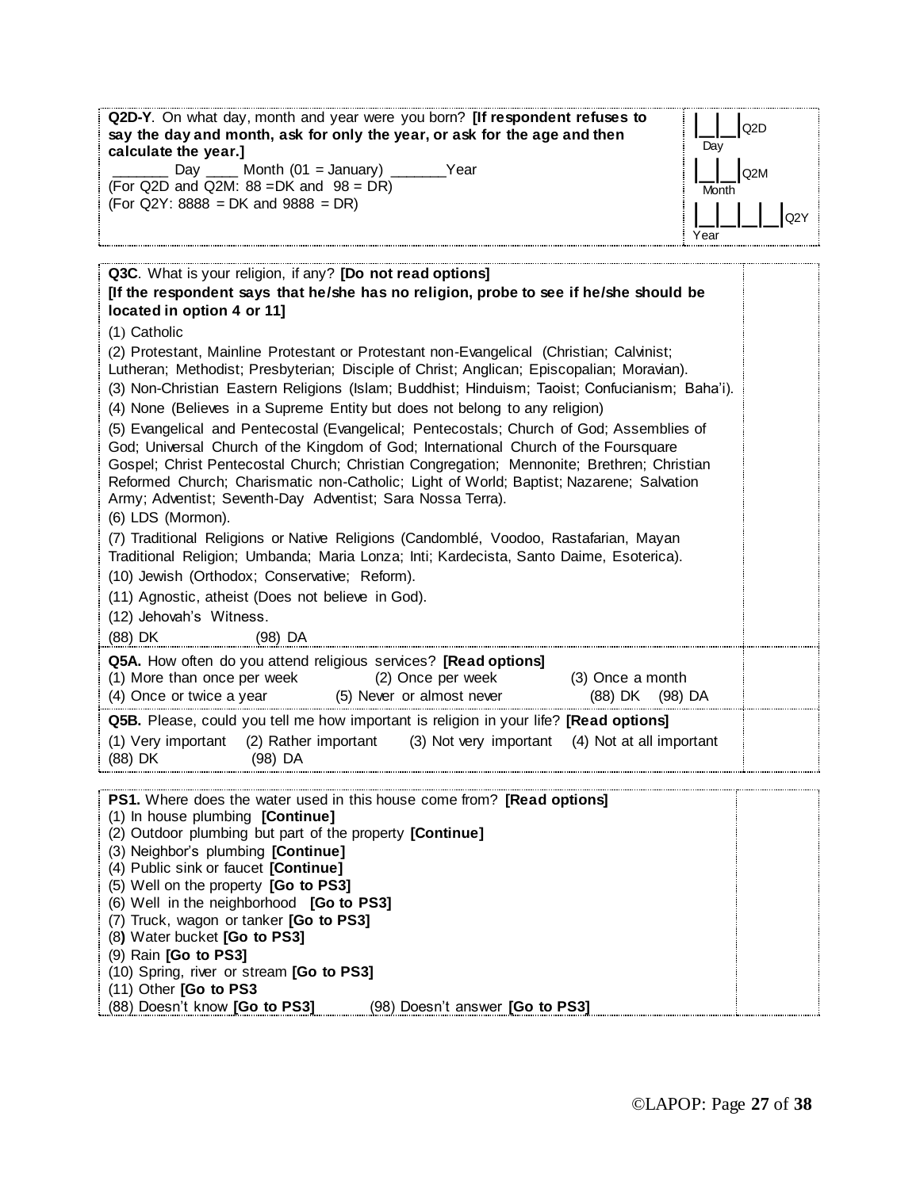**Q2D-Y**. On what day, month and year were you born? **[If respondent refuses to say the day and month, ask for only the year, or ask for the age and then calculate the year.]**

_______ Day ____ Month (01 = January) _______Year

(For Q2D and Q2M: 88 =DK and 98 = DR)

(For Q2Y: 8888 = DK and 9888 = DR)

|__|__| Q2D
Day

|__|__| Q2M
Month

|__|__|__|__| Q2Y
Year

---

**Q3C**. What is your religion, if any? **[Do not read options]**
**[If the respondent says that he/she has no religion, probe to see if he/she should be located in option 4 or 11]**

(1) Catholic

(2) Protestant, Mainline Protestant or Protestant non-Evangelical (Christian; Calvinist; Lutheran; Methodist; Presbyterian; Disciple of Christ; Anglican; Episcopalian; Moravian).

(3) Non-Christian Eastern Religions (Islam; Buddhist; Hinduism; Taoist; Confucianism; Baha'i).

(4) None (Believes in a Supreme Entity but does not belong to any religion)

(5) Evangelical and Pentecostal (Evangelical; Pentecostals; Church of God; Assemblies of God; Universal Church of the Kingdom of God; International Church of the Foursquare Gospel; Christ Pentecostal Church; Christian Congregation; Mennonite; Brethren; Christian Reformed Church; Charismatic non-Catholic; Light of World; Baptist; Nazarene; Salvation Army; Adventist; Seventh-Day Adventist; Sara Nossa Terra).

(6) LDS (Mormon).

(7) Traditional Religions or Native Religions (Candomblé, Voodoo, Rastafarian, Mayan Traditional Religion; Umbanda; Maria Lonza; Inti; Kardecista, Santo Daime, Esoterica).

(10) Jewish (Orthodox; Conservative; Reform).

(11) Agnostic, atheist (Does not believe in God).

(12) Jehovah's Witness.

(88) DK (98) DA

**Q5A.** How often do you attend religious services? **[Read options]**
(1) More than once per week (2) Once per week (3) Once a month
(4) Once or twice a year (5) Never or almost never (88) DK (98) DA

**Q5B.** Please, could you tell me how important is religion in your life? **[Read options]**
(1) Very important (2) Rather important (3) Not very important (4) Not at all important
(88) DK (98) DA

---

**PS1.** Where does the water used in this house come from? **[Read options]**
(1) In house plumbing **[Continue]**
(2) Outdoor plumbing but part of the property **[Continue]**
(3) Neighbor's plumbing **[Continue]**
(4) Public sink or faucet **[Continue]**
(5) Well on the property **[Go to PS3]**
(6) Well in the neighborhood **[Go to PS3]**
(7) Truck, wagon or tanker **[Go to PS3]**
(8) Water bucket **[Go to PS3]**
(9) Rain **[Go to PS3]**
(10) Spring, river or stream **[Go to PS3]**
(11) Other **[Go to PS3**
(88) Doesn't know **[Go to PS3]** (98) Doesn't answer **[Go to PS3]**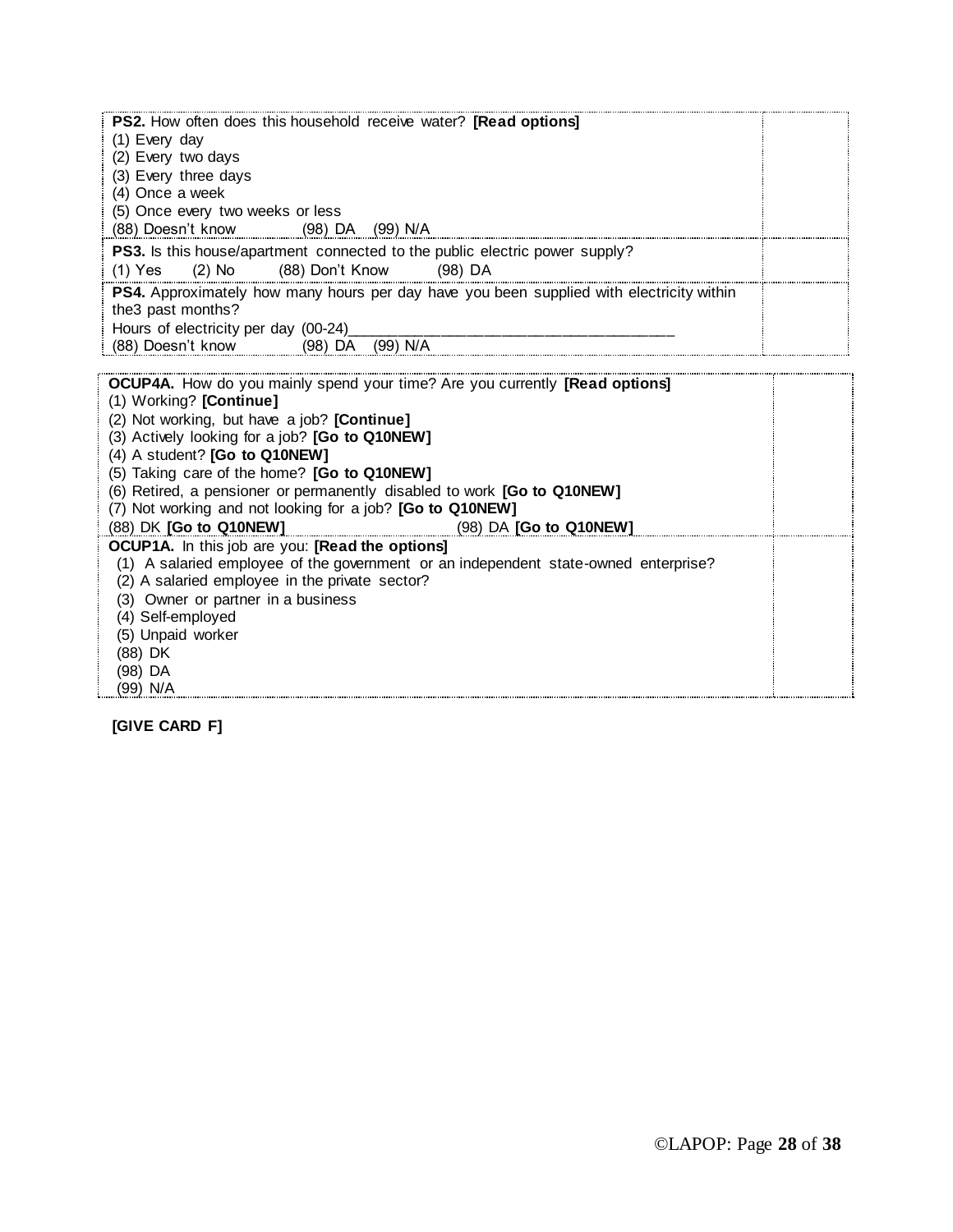| | |
|---|---|
| **PS2.** How often does this household receive water? **[Read options]**<br>(1) Every day<br>(2) Every two days<br>(3) Every three days<br>(4) Once a week<br>(5) Once every two weeks or less<br>(88) Doesn't know (98) DA (99) N/A | |
| **PS3.** Is this house/apartment connected to the public electric power supply?<br>(1) Yes (2) No (88) Don't Know (98) DA | |
| **PS4.** Approximately how many hours per day have you been supplied with electricity within the3 past months?<br>Hours of electricity per day (00-24)________________________________________<br>(88) Doesn't know (98) DA (99) N/A | |

| | |
|---|---|
| **OCUP4A.** How do you mainly spend your time? Are you currently **[Read options]**<br>(1) Working? **[Continue]**<br>(2) Not working, but have a job? **[Continue]**<br>(3) Actively looking for a job? **[Go to Q10NEW]**<br>(4) A student? **[Go to Q10NEW]**<br>(5) Taking care of the home? **[Go to Q10NEW]**<br>(6) Retired, a pensioner or permanently disabled to work **[Go to Q10NEW]**<br>(7) Not working and not looking for a job? **[Go to Q10NEW]**<br>(88) DK **[Go to Q10NEW]** (98) DA **[Go to Q10NEW]** | |
| **OCUP1A.** In this job are you: **[Read the options]**<br>(1) A salaried employee of the government or an independent state-owned enterprise?<br>(2) A salaried employee in the private sector?<br>(3) Owner or partner in a business<br>(4) Self-employed<br>(5) Unpaid worker<br>(88) DK<br>(98) DA<br>(99) N/A | |

**[GIVE CARD F]**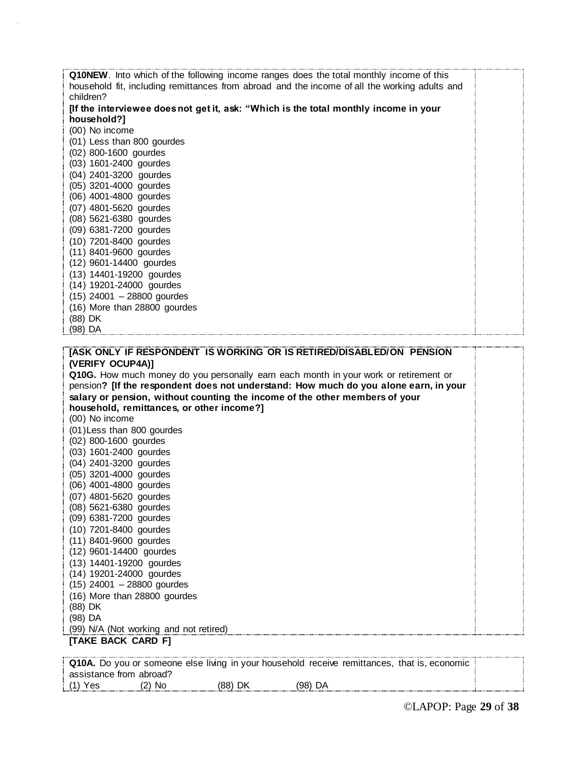**Q10NEW**. Into which of the following income ranges does the total monthly income of this household fit, including remittances from abroad and the income of all the working adults and children?
**[If the interviewee does not get it, ask: "Which is the total monthly income in your household?]**

(00) No income
(01) Less than 800 gourdes
(02) 800-1600 gourdes
(03) 1601-2400 gourdes
(04) 2401-3200 gourdes
(05) 3201-4000 gourdes
(06) 4001-4800 gourdes
(07) 4801-5620 gourdes
(08) 5621-6380 gourdes
(09) 6381-7200 gourdes
(10) 7201-8400 gourdes
(11) 8401-9600 gourdes
(12) 9601-14400 gourdes
(13) 14401-19200 gourdes
(14) 19201-24000 gourdes
(15) 24001 – 28800 gourdes
(16) More than 28800 gourdes
(88) DK
(98) DA

**[ASK ONLY IF RESPONDENT IS WORKING OR IS RETIRED/DISABLED/ON PENSION (VERIFY OCUP4A)]**
**Q10G.** How much money do you personally earn each month in your work or retirement or pension**? [If the respondent does not understand: How much do you alone earn, in your salary or pension, without counting the income of the other members of your household, remittances, or other income?]**

(00) No income
(01)Less than 800 gourdes
(02) 800-1600 gourdes
(03) 1601-2400 gourdes
(04) 2401-3200 gourdes
(05) 3201-4000 gourdes
(06) 4001-4800 gourdes
(07) 4801-5620 gourdes
(08) 5621-6380 gourdes
(09) 6381-7200 gourdes
(10) 7201-8400 gourdes
(11) 8401-9600 gourdes
(12) 9601-14400 gourdes
(13) 14401-19200 gourdes
(14) 19201-24000 gourdes
(15) 24001 – 28800 gourdes
(16) More than 28800 gourdes
(88) DK
(98) DA
(99) N/A (Not working and not retired)

**[TAKE BACK CARD F]**

**Q10A.** Do you or someone else living in your household receive remittances, that is, economic assistance from abroad?
(1) Yes (2) No (88) DK (98) DA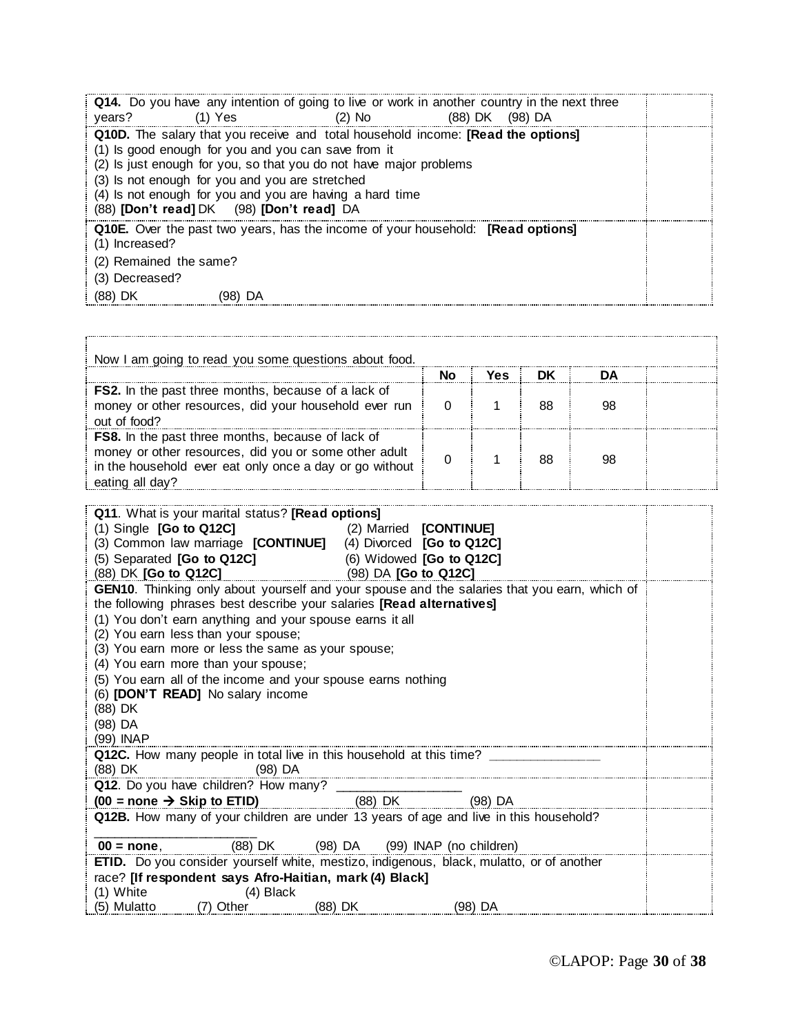**Q14.** Do you have any intention of going to live or work in another country in the next three years? (1) Yes (2) No (88) DK (98) DA

**Q10D.** The salary that you receive and total household income: **[Read the options]**
(1) Is good enough for you and you can save from it
(2) Is just enough for you, so that you do not have major problems
(3) Is not enough for you and you are stretched
(4) Is not enough for you and you are having a hard time
(88) **[Don't read]** DK (98) **[Don't read]** DA

**Q10E.** Over the past two years, has the income of your household: **[Read options]**
(1) Increased?
(2) Remained the same?
(3) Decreased?
(88) DK (98) DA

Now I am going to read you some questions about food.

| | No | Yes | DK | DA | |
|---|---|---|---|---|---|
| **FS2.** In the past three months, because of a lack of money or other resources, did your household ever run out of food? | 0 | 1 | 88 | 98 | |
| **FS8.** In the past three months, because of lack of money or other resources, did you or some other adult in the household ever eat only once a day or go without eating all day? | 0 | 1 | 88 | 98 | |

**Q11**. What is your marital status? **[Read options]**
(1) Single **[Go to Q12C]** (2) Married **[CONTINUE]**
(3) Common law marriage **[CONTINUE]** (4) Divorced **[Go to Q12C]**
(5) Separated **[Go to Q12C]** (6) Widowed **[Go to Q12C]**
(88) DK **[Go to Q12C]** (98) DA **[Go to Q12C]**

**GEN10**. Thinking only about yourself and your spouse and the salaries that you earn, which of the following phrases best describe your salaries **[Read alternatives]**
(1) You don't earn anything and your spouse earns it all
(2) You earn less than your spouse;
(3) You earn more or less the same as your spouse;
(4) You earn more than your spouse;
(5) You earn all of the income and your spouse earns nothing
(6) **[DON'T READ]** No salary income
(88) DK
(98) DA
(99) INAP

**Q12C.** How many people in total live in this household at this time? _______________
(88) DK (98) DA

**Q12**. Do you have children? How many? __________________
**(00 = none → Skip to ETID)** (88) DK (98) DA

**Q12B.** How many of your children are under 13 years of age and live in this household? _______________________
**00 = none**, (88) DK (98) DA (99) INAP (no children)

**ETID.** Do you consider yourself white, mestizo, indigenous, black, mulatto, or of another race? **[If respondent says Afro-Haitian, mark (4) Black]**
(1) White (4) Black
(5) Mulatto (7) Other (88) DK (98) DA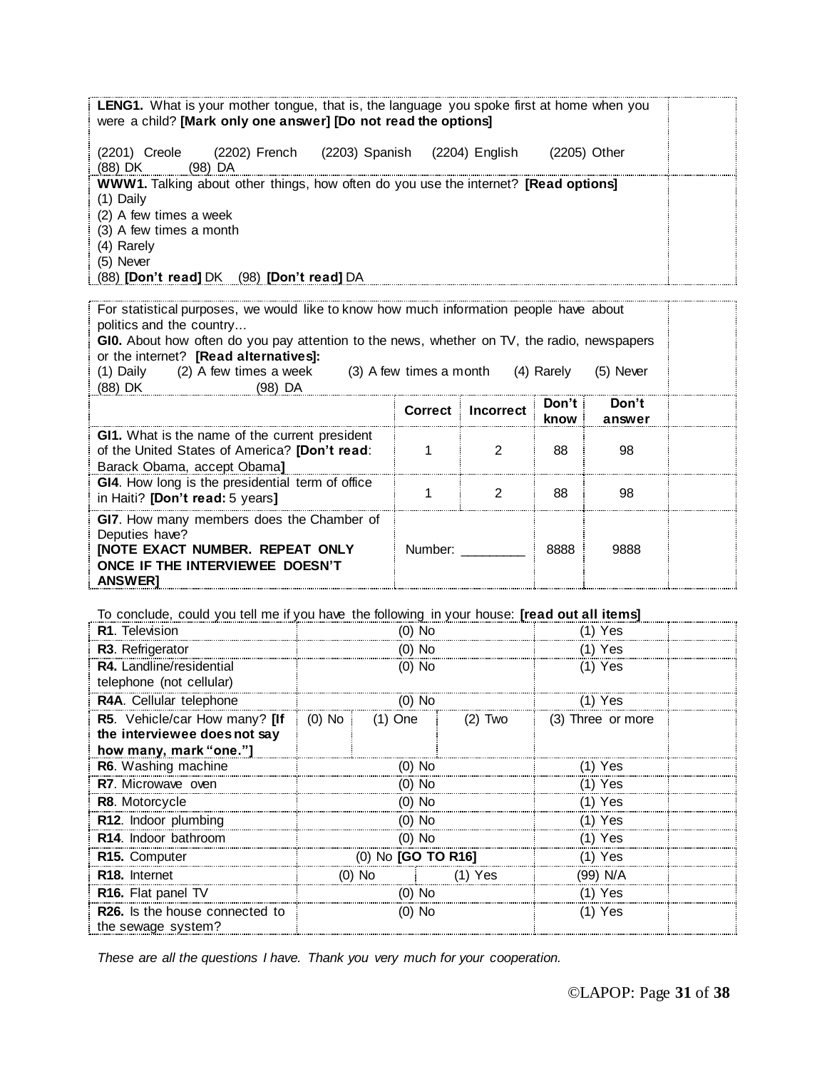| | |
|---|---|
| **LENG1.** What is your mother tongue, that is, the language you spoke first at home when you were a child? **[Mark only one answer] [Do not read the options]**<br><br>(2201) Creole (2202) French (2203) Spanish (2204) English (2205) Other<br>(88) DK (98) DA | |
| **WWW1.** Talking about other things, how often do you use the internet? **[Read options]**<br>(1) Daily<br>(2) A few times a week<br>(3) A few times a month<br>(4) Rarely<br>(5) Never<br>(88) **[Don't read]** DK (98) **[Don't read]** DA | |

| | | | | | |
|---|---|---|---|---|---|
| For statistical purposes, we would like to know how much information people have about politics and the country…<br>**GI0.** About how often do you pay attention to the news, whether on TV, the radio, newspapers or the internet? **[Read alternatives]:**<br>(1) Daily (2) A few times a week (3) A few times a month (4) Rarely (5) Never<br>(88) DK (98) DA | | | | | |
| | **Correct** | **Incorrect** | **Don't know** | **Don't answer** | |
| **GI1.** What is the name of the current president of the United States of America? **[Don't read**: Barack Obama, accept Obama**]** | 1 | 2 | 88 | 98 | |
| **GI4**. How long is the presidential term of office in Haiti? **[Don't read:** 5 years**]** | 1 | 2 | 88 | 98 | |
| **GI7**. How many members does the Chamber of Deputies have?<br>**[NOTE EXACT NUMBER. REPEAT ONLY ONCE IF THE INTERVIEWEE DOESN'T ANSWER]** | Number: ________ | | 8888 | 9888 | |

To conclude, could you tell me if you have the following in your house: **[read out all items]**

| | | | | | |
|---|---|---|---|---|---|
| **R1**. Television | (0) No | | | (1) Yes | |
| **R3**. Refrigerator | (0) No | | | (1) Yes | |
| **R4.** Landline/residential telephone (not cellular) | (0) No | | | (1) Yes | |
| **R4A**. Cellular telephone | (0) No | | | (1) Yes | |
| **R5**. Vehicle/car How many? **[If the interviewee does not say how many, mark "one."]** | (0) No | (1) One | (2) Two | (3) Three or more | |
| **R6**. Washing machine | (0) No | | | (1) Yes | |
| **R7**. Microwave oven | (0) No | | | (1) Yes | |
| **R8**. Motorcycle | (0) No | | | (1) Yes | |
| **R12**. Indoor plumbing | (0) No | | | (1) Yes | |
| **R14**. Indoor bathroom | (0) No | | | (1) Yes | |
| **R15.** Computer | (0) No **[GO TO R16]** | | | (1) Yes | |
| **R18.** Internet | (0) No | | (1) Yes | (99) N/A | |
| **R16.** Flat panel TV | (0) No | | | (1) Yes | |
| **R26.** Is the house connected to the sewage system? | (0) No | | | (1) Yes | |

*These are all the questions I have. Thank you very much for your cooperation.*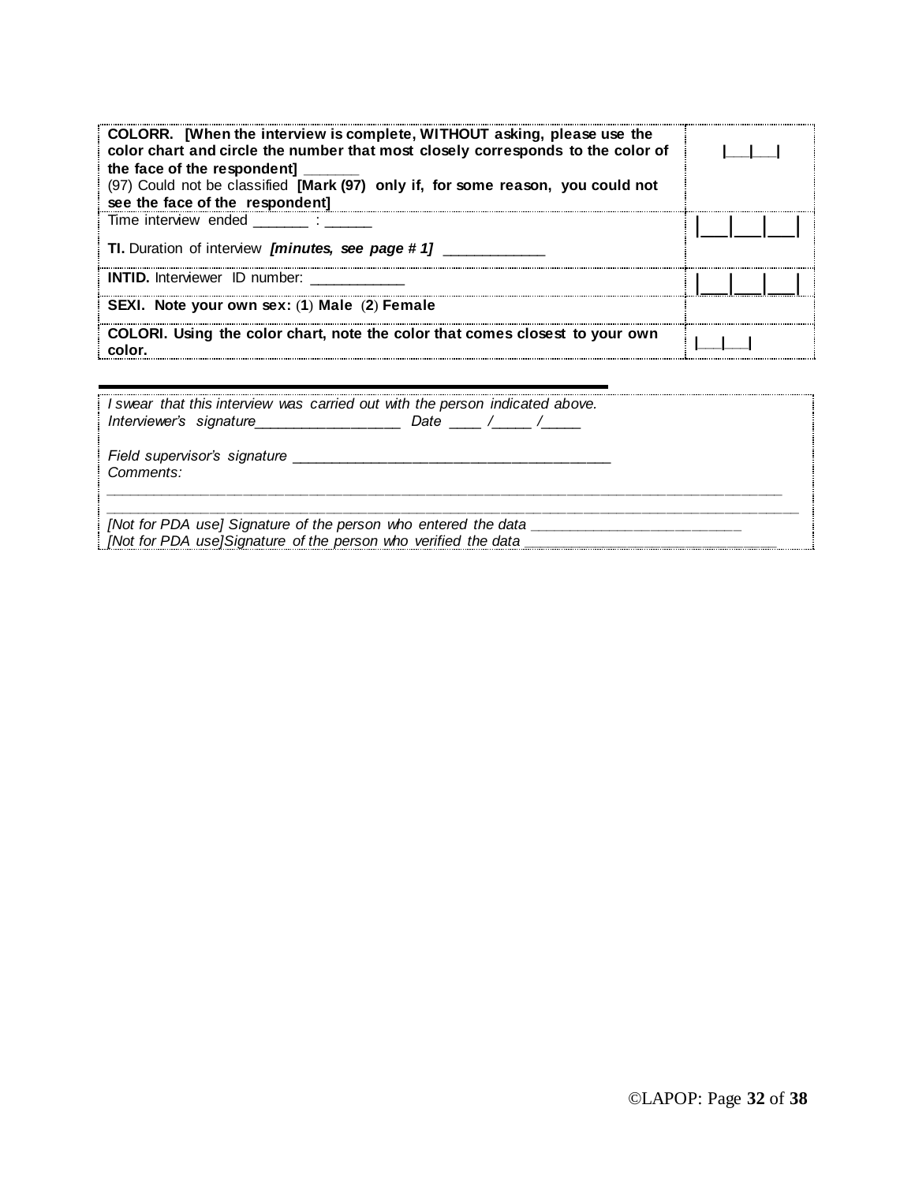| | |
|---|---|
| **COLORR. [When the interview is complete, WITHOUT asking, please use the color chart and circle the number that most closely corresponds to the color of the face of the respondent]** _______<br>(97) Could not be classified **[Mark (97) only if, for some reason, you could not see the face of the respondent]** | \|___\|___\| |
| Time interview ended _______ : ______<br><br>**TI.** Duration of interview ***[minutes, see page # 1]*** _____________ | \|___\|___\|___\| |
| **INTID.** Interviewer ID number: ____________ | \|___\|___\|___\| |
| **SEXI. Note your own sex:** (**1**) **Male** (**2**) **Female** | |
| **COLORI. Using the color chart, note the color that comes closest to your own color.** | \|___\|___\| |

*I swear that this interview was carried out with the person indicated above.*
*Interviewer's signature__________________ Date ____ /_____ /_____*

*Field supervisor's signature _________________________________________*
*Comments:*
_____________________________________________________________________________________________
_____________________________________________________________________________________________
*[Not for PDA use] Signature of the person who entered the data ___________________________*
*[Not for PDA use]Signature of the person who verified the data ___________________________*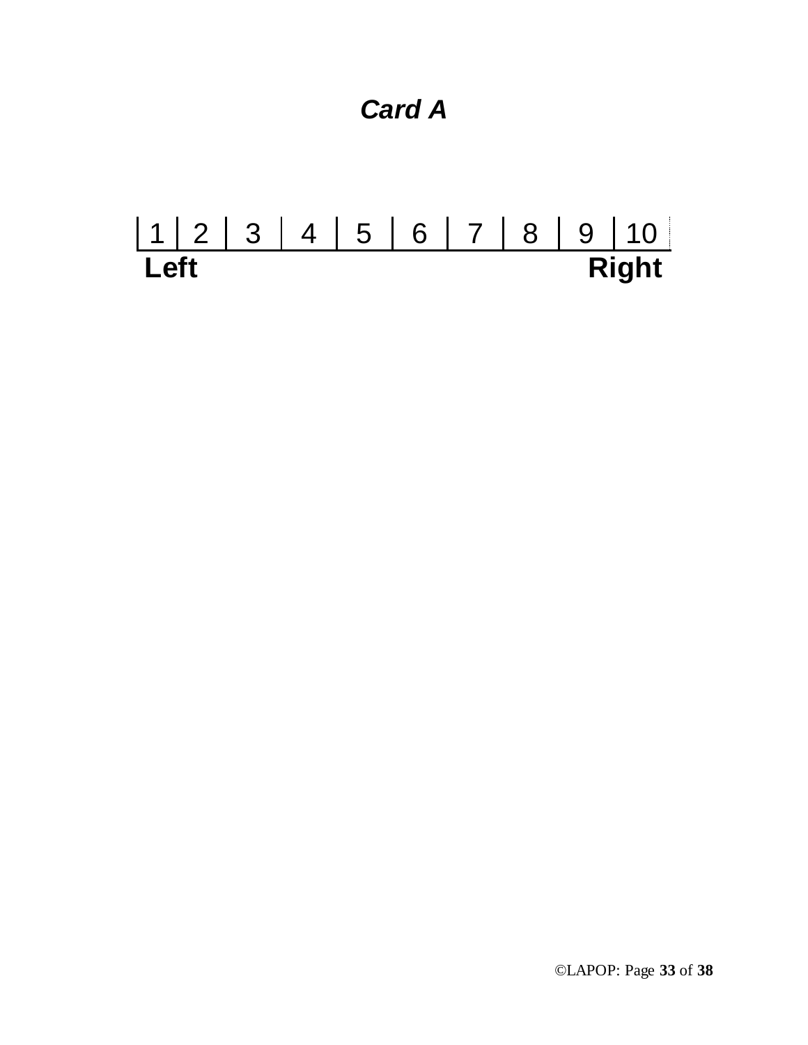## ***Card A***

| 1 | 2 | 3 | 4 | 5 | 6 | 7 | 8 | 9 | 10 |
|---|---|---|---|---|---|---|---|---|---|
| **Left** | | | | | | | | | **Right** |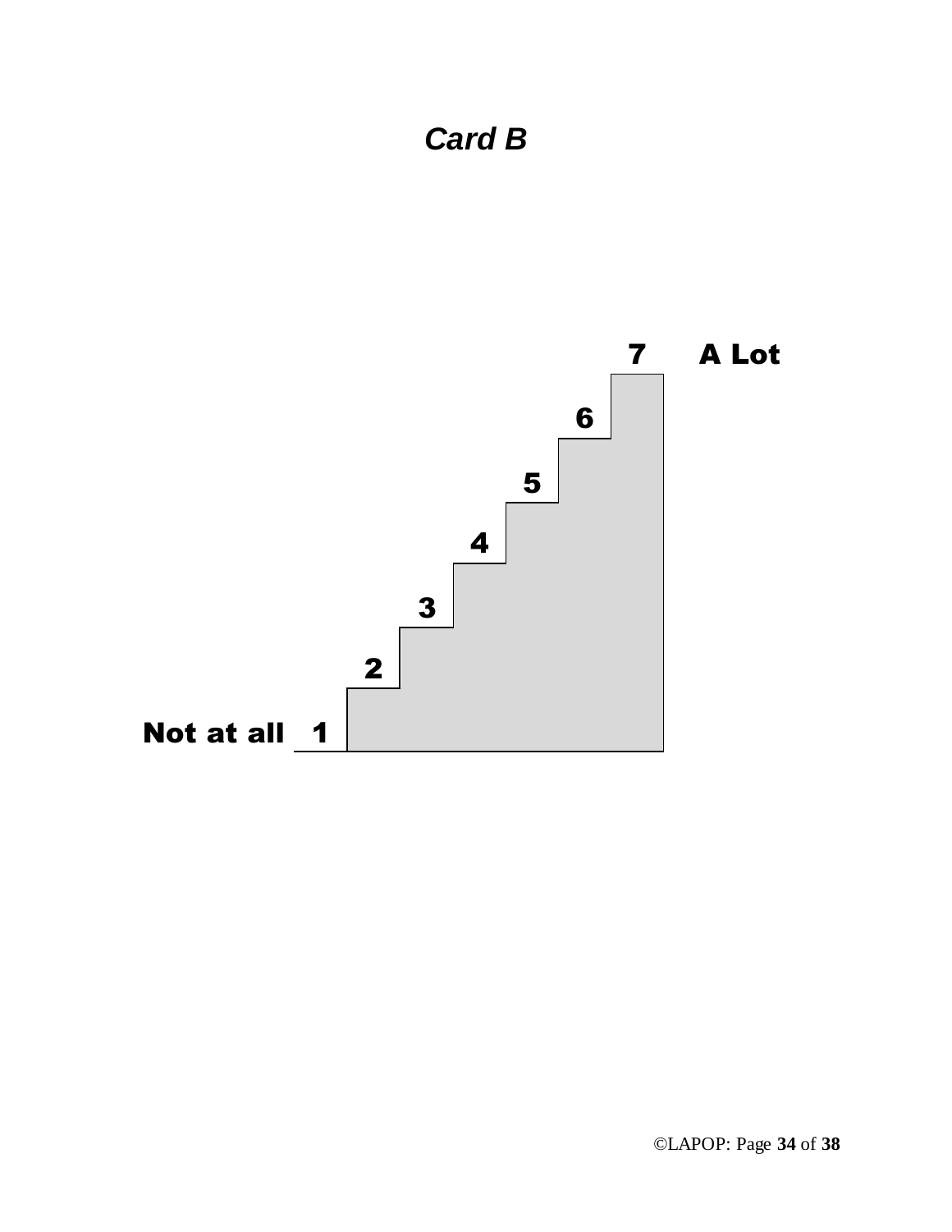# *Card B*

7 **A Lot**

6

5

4

3

2

**Not at all** 1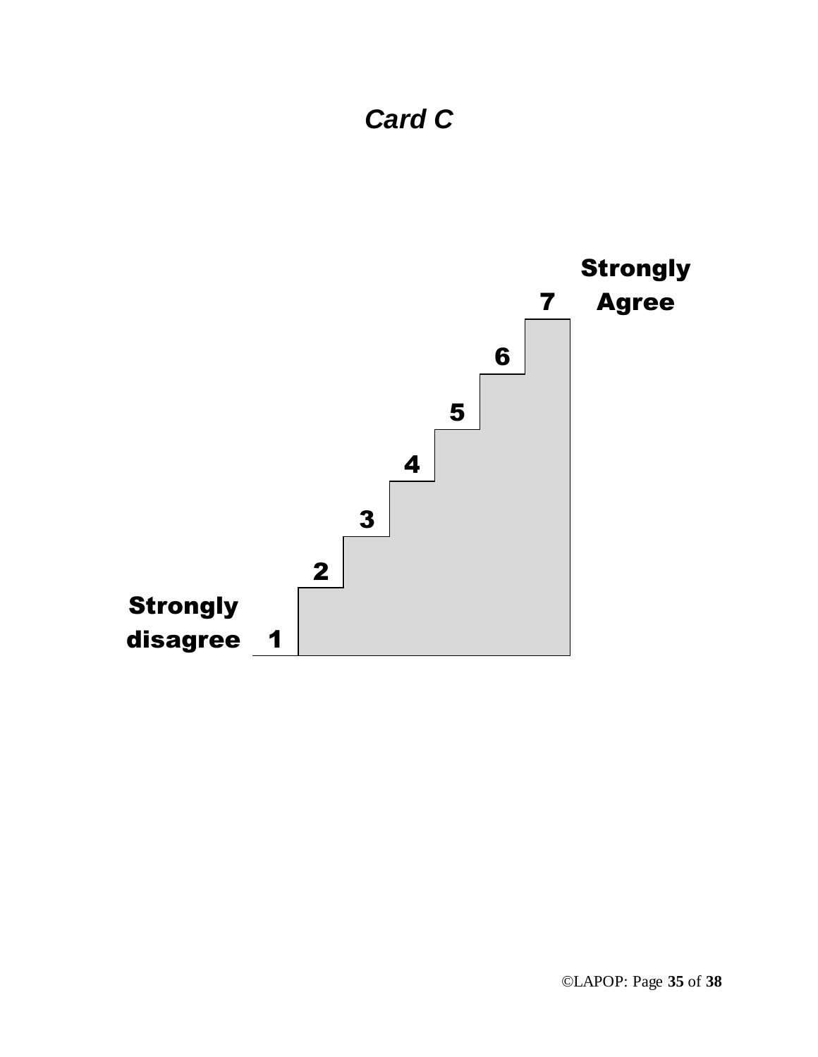# *Card C*

Strongly Agree

7

6

5

4

3

2

Strongly disagree 1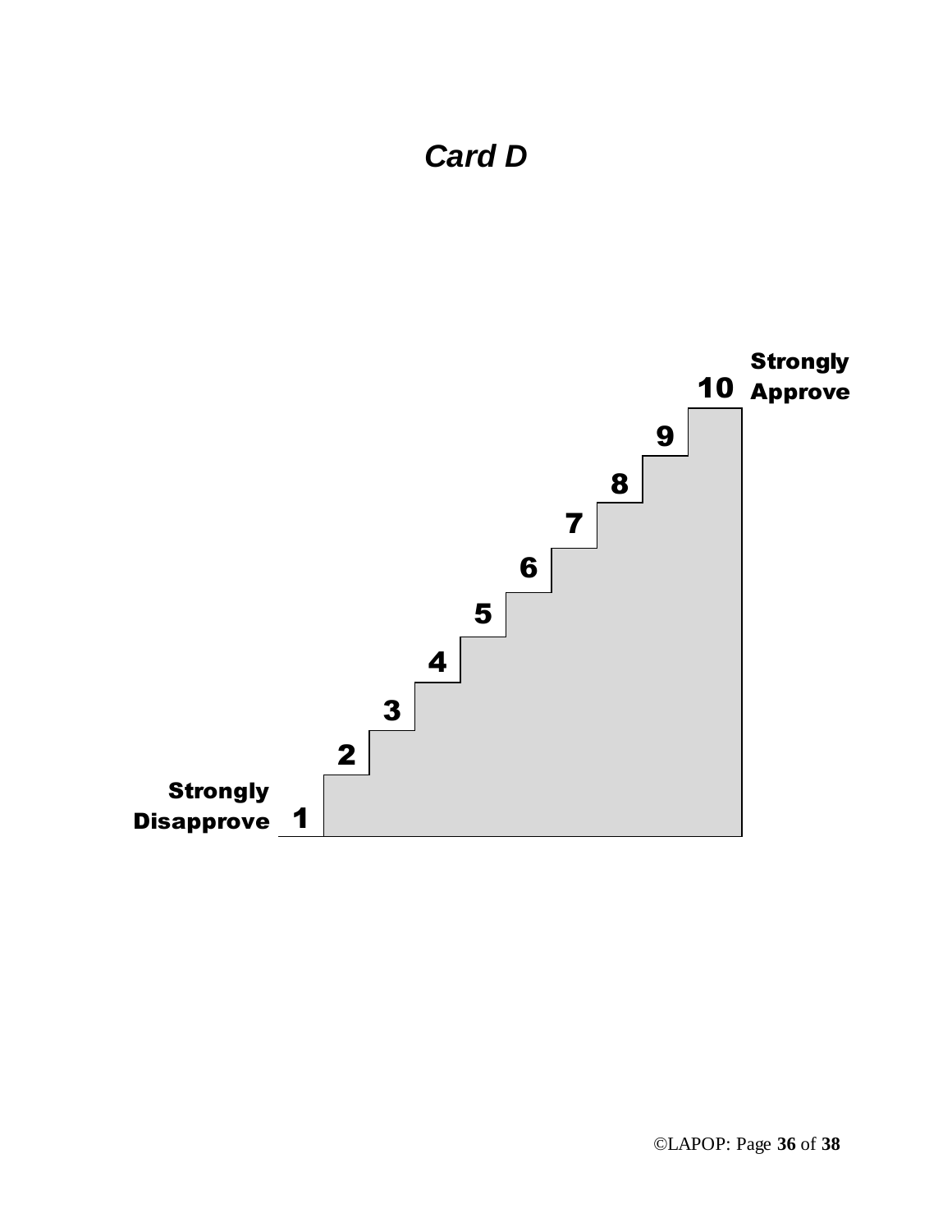***Card D***

**Strongly Approve**

**10**

**9**

**8**

**7**

**6**

**5**

**4**

**3**

**2**

**Strongly Disapprove** **1**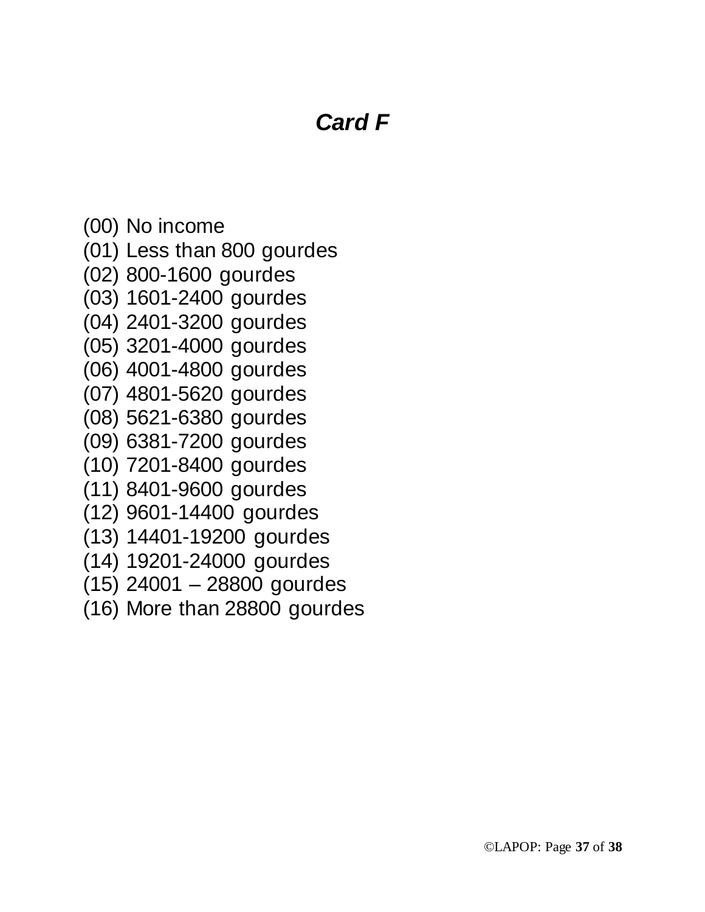## *Card F*

(00) No income
(01) Less than 800 gourdes
(02) 800-1600 gourdes
(03) 1601-2400 gourdes
(04) 2401-3200 gourdes
(05) 3201-4000 gourdes
(06) 4001-4800 gourdes
(07) 4801-5620 gourdes
(08) 5621-6380 gourdes
(09) 6381-7200 gourdes
(10) 7201-8400 gourdes
(11) 8401-9600 gourdes
(12) 9601-14400 gourdes
(13) 14401-19200 gourdes
(14) 19201-24000 gourdes
(15) 24001 – 28800 gourdes
(16) More than 28800 gourdes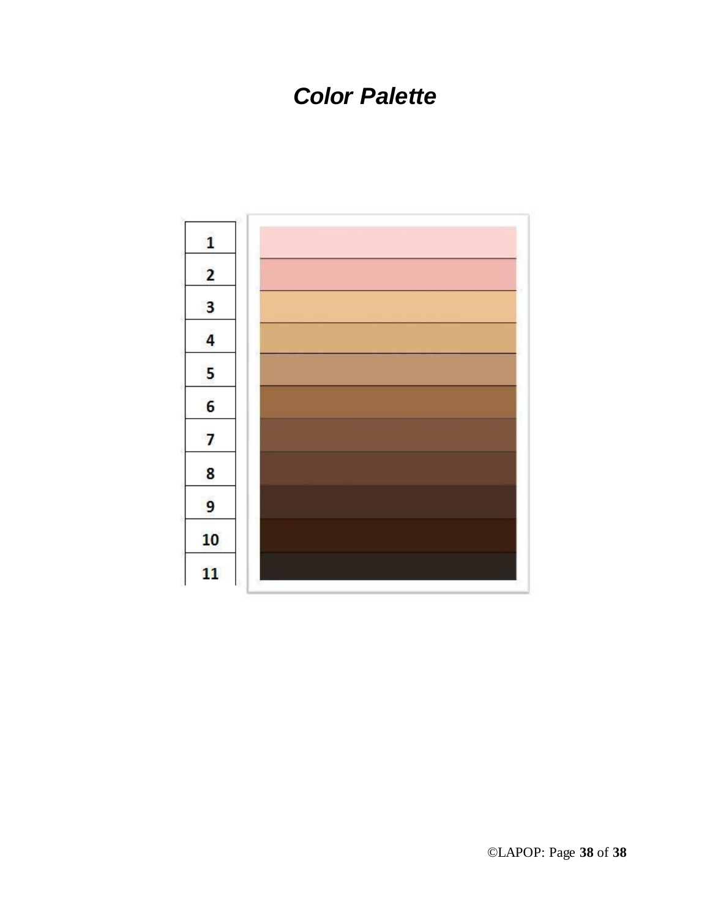*Color Palette*

1
2
3
4
5
6
7
8
9
10
11